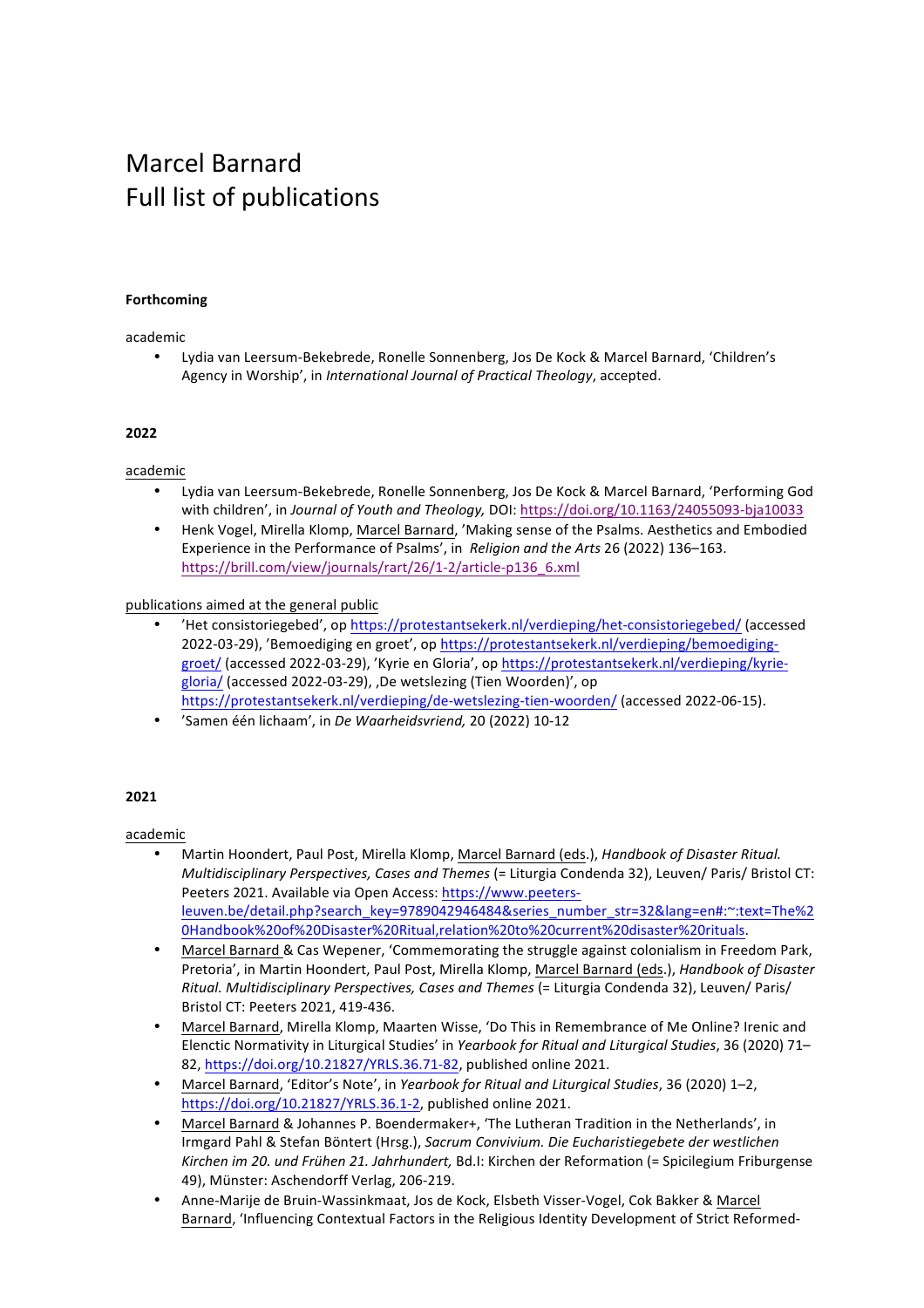# Marcel Barnard
# Full list of publications

**Forthcoming**

academic

- Lydia van Leersum-Bekebrede, Ronelle Sonnenberg, Jos De Kock & Marcel Barnard, 'Children's Agency in Worship', in *International Journal of Practical Theology*, accepted.

**2022**

academic

- Lydia van Leersum-Bekebrede, Ronelle Sonnenberg, Jos De Kock & Marcel Barnard, 'Performing God with children', in *Journal of Youth and Theology,* DOI: https://doi.org/10.1163/24055093-bja10033
- Henk Vogel, Mirella Klomp, Marcel Barnard, 'Making sense of the Psalms. Aesthetics and Embodied Experience in the Performance of Psalms', in *Religion and the Arts* 26 (2022) 136–163. https://brill.com/view/journals/rart/26/1-2/article-p136_6.xml

publications aimed at the general public

- 'Het consistoriegebed', op https://protestantsekerk.nl/verdieping/het-consistoriegebed/ (accessed 2022-03-29), 'Bemoediging en groet', op https://protestantsekerk.nl/verdieping/bemoediging-groet/ (accessed 2022-03-29), 'Kyrie en Gloria', op https://protestantsekerk.nl/verdieping/kyrie-gloria/ (accessed 2022-03-29), ‚De wetslezing (Tien Woorden)', op https://protestantsekerk.nl/verdieping/de-wetslezing-tien-woorden/ (accessed 2022-06-15).
- 'Samen één lichaam', in *De Waarheidsvriend,* 20 (2022) 10-12

**2021**

academic

- Martin Hoondert, Paul Post, Mirella Klomp, Marcel Barnard (eds.), *Handbook of Disaster Ritual. Multidisciplinary Perspectives, Cases and Themes* (= Liturgia Condenda 32), Leuven/ Paris/ Bristol CT: Peeters 2021. Available via Open Access: https://www.peeters-leuven.be/detail.php?search_key=9789042946484&series_number_str=32&lang=en#:~:text=The%20Handbook%20of%20Disaster%20Ritual,relation%20to%20current%20disaster%20rituals.
- Marcel Barnard & Cas Wepener, 'Commemorating the struggle against colonialism in Freedom Park, Pretoria', in Martin Hoondert, Paul Post, Mirella Klomp, Marcel Barnard (eds.), *Handbook of Disaster Ritual. Multidisciplinary Perspectives, Cases and Themes* (= Liturgia Condenda 32), Leuven/ Paris/ Bristol CT: Peeters 2021, 419-436.
- Marcel Barnard, Mirella Klomp, Maarten Wisse, 'Do This in Remembrance of Me Online? Irenic and Elenctic Normativity in Liturgical Studies' in *Yearbook for Ritual and Liturgical Studies*, 36 (2020) 71–82, https://doi.org/10.21827/YRLS.36.71-82, published online 2021.
- Marcel Barnard, 'Editor's Note', in *Yearbook for Ritual and Liturgical Studies*, 36 (2020) 1–2, https://doi.org/10.21827/YRLS.36.1-2, published online 2021.
- Marcel Barnard & Johannes P. Boendermaker+, 'The Lutheran Tradition in the Netherlands', in Irmgard Pahl & Stefan Böntert (Hrsg.), *Sacrum Convivium. Die Eucharistiegebete der westlichen Kirchen im 20. und Frühen 21. Jahrhundert,* Bd.I: Kirchen der Reformation (= Spicilegium Friburgense 49), Münster: Aschendorff Verlag, 206-219.
- Anne-Marije de Bruin-Wassinkmaat, Jos de Kock, Elsbeth Visser-Vogel, Cok Bakker & Marcel Barnard, 'Influencing Contextual Factors in the Religious Identity Development of Strict Reformed-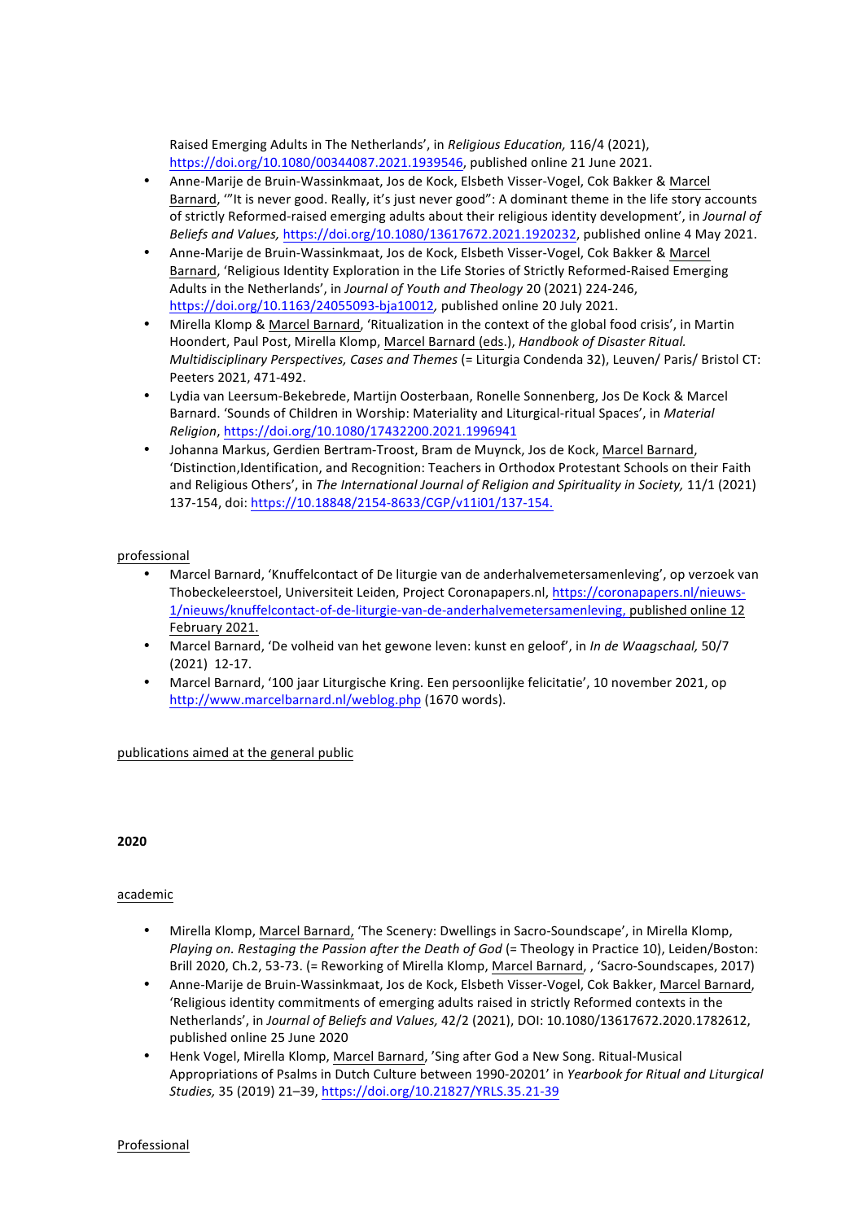Raised Emerging Adults in The Netherlands', in *Religious Education,* 116/4 (2021), https://doi.org/10.1080/00344087.2021.1939546, published online 21 June 2021.

- Anne-Marije de Bruin-Wassinkmaat, Jos de Kock, Elsbeth Visser-Vogel, Cok Bakker & Marcel Barnard, '"It is never good. Really, it's just never good": A dominant theme in the life story accounts of strictly Reformed-raised emerging adults about their religious identity development', in *Journal of Beliefs and Values,* https://doi.org/10.1080/13617672.2021.1920232, published online 4 May 2021.
- Anne-Marije de Bruin-Wassinkmaat, Jos de Kock, Elsbeth Visser-Vogel, Cok Bakker & Marcel Barnard, 'Religious Identity Exploration in the Life Stories of Strictly Reformed-Raised Emerging Adults in the Netherlands', in *Journal of Youth and Theology* 20 (2021) 224-246, https://doi.org/10.1163/24055093-bja10012, published online 20 July 2021.
- Mirella Klomp & Marcel Barnard, 'Ritualization in the context of the global food crisis', in Martin Hoondert, Paul Post, Mirella Klomp, Marcel Barnard (eds.), *Handbook of Disaster Ritual. Multidisciplinary Perspectives, Cases and Themes* (= Liturgia Condenda 32), Leuven/ Paris/ Bristol CT: Peeters 2021, 471-492.
- Lydia van Leersum-Bekebrede, Martijn Oosterbaan, Ronelle Sonnenberg, Jos De Kock & Marcel Barnard. 'Sounds of Children in Worship: Materiality and Liturgical-ritual Spaces', in *Material Religion*, https://doi.org/10.1080/17432200.2021.1996941
- Johanna Markus, Gerdien Bertram-Troost, Bram de Muynck, Jos de Kock, Marcel Barnard, 'Distinction,Identification, and Recognition: Teachers in Orthodox Protestant Schools on their Faith and Religious Others', in *The International Journal of Religion and Spirituality in Society,* 11/1 (2021) 137-154, doi: https://10.18848/2154-8633/CGP/v11i01/137-154.

professional

- Marcel Barnard, 'Knuffelcontact of De liturgie van de anderhalvemetersamenleving', op verzoek van Thobeckeleerstoel, Universiteit Leiden, Project Coronapapers.nl, https://coronapapers.nl/nieuws-1/nieuws/knuffelcontact-of-de-liturgie-van-de-anderhalvemetersamenleving, published online 12 February 2021.
- Marcel Barnard, 'De volheid van het gewone leven: kunst en geloof', in *In de Waagschaal,* 50/7 (2021) 12-17.
- Marcel Barnard, '100 jaar Liturgische Kring. Een persoonlijke felicitatie', 10 november 2021, op http://www.marcelbarnard.nl/weblog.php (1670 words).

publications aimed at the general public

**2020**

academic

- Mirella Klomp, Marcel Barnard, 'The Scenery: Dwellings in Sacro-Soundscape', in Mirella Klomp, *Playing on. Restaging the Passion after the Death of God* (= Theology in Practice 10), Leiden/Boston: Brill 2020, Ch.2, 53-73. (= Reworking of Mirella Klomp, Marcel Barnard, , 'Sacro-Soundscapes, 2017)
- Anne-Marije de Bruin-Wassinkmaat, Jos de Kock, Elsbeth Visser-Vogel, Cok Bakker, Marcel Barnard, 'Religious identity commitments of emerging adults raised in strictly Reformed contexts in the Netherlands', in *Journal of Beliefs and Values,* 42/2 (2021), DOI: 10.1080/13617672.2020.1782612, published online 25 June 2020
- Henk Vogel, Mirella Klomp, Marcel Barnard, 'Sing after God a New Song. Ritual-Musical Appropriations of Psalms in Dutch Culture between 1990-20201' in *Yearbook for Ritual and Liturgical Studies,* 35 (2019) 21–39, https://doi.org/10.21827/YRLS.35.21-39

Professional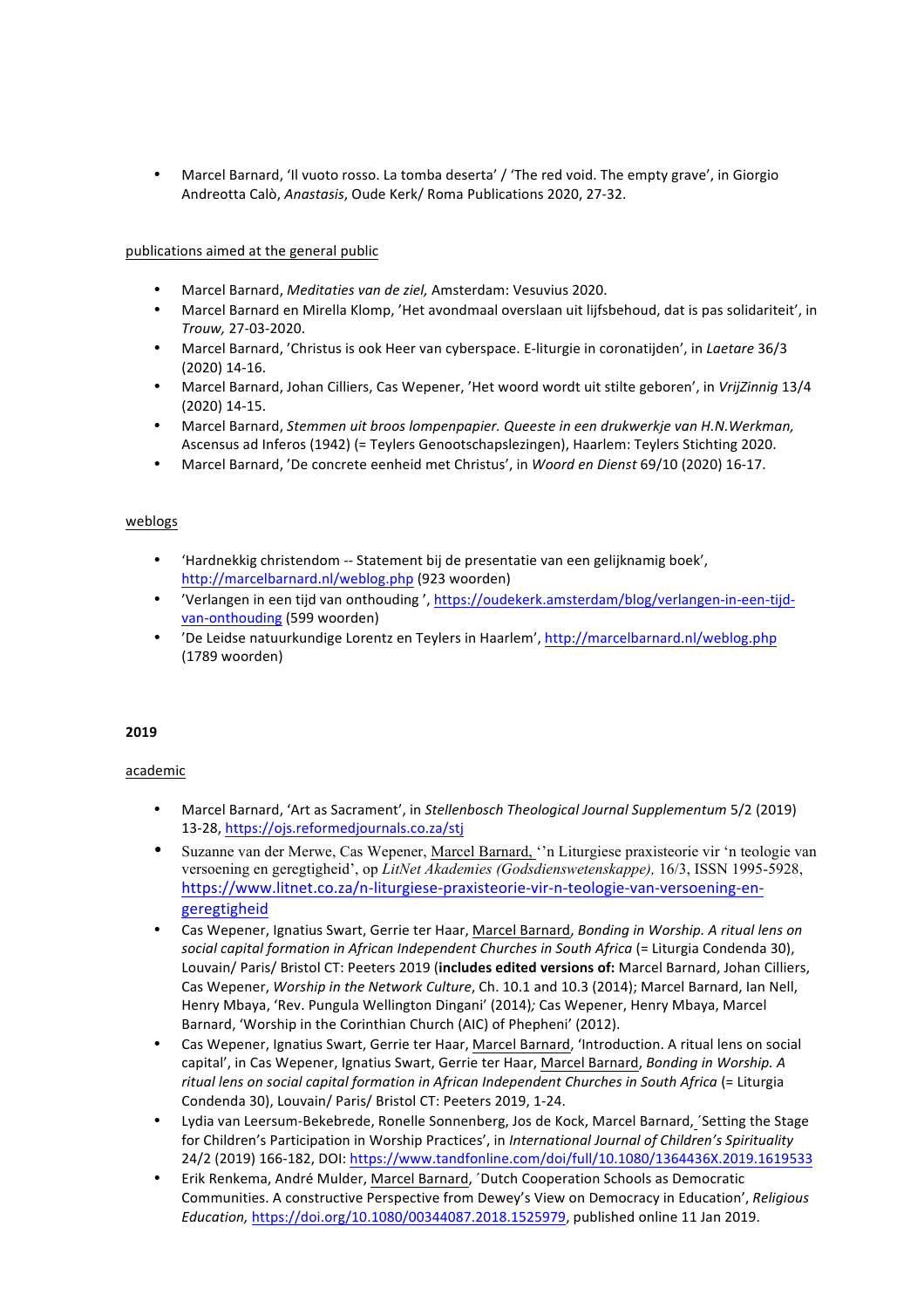- Marcel Barnard, 'Il vuoto rosso. La tomba deserta' / 'The red void. The empty grave', in Giorgio Andreotta Calò, *Anastasis*, Oude Kerk/ Roma Publications 2020, 27-32.

<u>publications aimed at the general public</u>

- Marcel Barnard, *Meditaties van de ziel,* Amsterdam: Vesuvius 2020.
- Marcel Barnard en Mirella Klomp, 'Het avondmaal overslaan uit lijfsbehoud, dat is pas solidariteit', in *Trouw,* 27-03-2020.
- Marcel Barnard, 'Christus is ook Heer van cyberspace. E-liturgie in coronatijden', in *Laetare* 36/3 (2020) 14-16.
- Marcel Barnard, Johan Cilliers, Cas Wepener, 'Het woord wordt uit stilte geboren', in *VrijZinnig* 13/4 (2020) 14-15.
- Marcel Barnard, *Stemmen uit broos lompenpapier. Queeste in een drukwerkje van H.N.Werkman,* Ascensus ad Inferos (1942) (= Teylers Genootschapslezingen), Haarlem: Teylers Stichting 2020.
- Marcel Barnard, 'De concrete eenheid met Christus', in *Woord en Dienst* 69/10 (2020) 16-17.

<u>weblogs</u>

- 'Hardnekkig christendom -- Statement bij de presentatie van een gelijknamig boek', http://marcelbarnard.nl/weblog.php (923 woorden)
- 'Verlangen in een tijd van onthouding ', https://oudekerk.amsterdam/blog/verlangen-in-een-tijd-van-onthouding (599 woorden)
- 'De Leidse natuurkundige Lorentz en Teylers in Haarlem', http://marcelbarnard.nl/weblog.php (1789 woorden)

**2019**

<u>academic</u>

- Marcel Barnard, 'Art as Sacrament', in *Stellenbosch Theological Journal Supplementum* 5/2 (2019) 13-28, https://ojs.reformedjournals.co.za/stj
- Suzanne van der Merwe, Cas Wepener, <u>Marcel Barnard,</u> ''n Liturgiese praxisteorie vir 'n teologie van versoening en geregtigheid', op *LitNet Akademies (Godsdienswetenskappe),* 16/3, ISSN 1995-5928, https://www.litnet.co.za/n-liturgiese-praxisteorie-vir-n-teologie-van-versoening-en-geregtigheid
- Cas Wepener, Ignatius Swart, Gerrie ter Haar, <u>Marcel Barnard</u>, *Bonding in Worship. A ritual lens on social capital formation in African Independent Churches in South Africa* (= Liturgia Condenda 30), Louvain/ Paris/ Bristol CT: Peeters 2019 (**includes edited versions of:** Marcel Barnard, Johan Cilliers, Cas Wepener, *Worship in the Network Culture*, Ch. 10.1 and 10.3 (2014); Marcel Barnard, Ian Nell, Henry Mbaya, 'Rev. Pungula Wellington Dingani' (2014)*;* Cas Wepener, Henry Mbaya, Marcel Barnard, 'Worship in the Corinthian Church (AIC) of Phepheni' (2012).
- Cas Wepener, Ignatius Swart, Gerrie ter Haar, <u>Marcel Barnard</u>, 'Introduction. A ritual lens on social capital', in Cas Wepener, Ignatius Swart, Gerrie ter Haar, <u>Marcel Barnard</u>, *Bonding in Worship. A ritual lens on social capital formation in African Independent Churches in South Africa* (= Liturgia Condenda 30), Louvain/ Paris/ Bristol CT: Peeters 2019, 1-24.
- Lydia van Leersum-Bekebrede, Ronelle Sonnenberg, Jos de Kock, Marcel Barnard, ´Setting the Stage for Children's Participation in Worship Practices', in *International Journal of Children's Spirituality* 24/2 (2019) 166-182, DOI: https://www.tandfonline.com/doi/full/10.1080/1364436X.2019.1619533
- Erik Renkema, André Mulder, <u>Marcel Barnard</u>, ´Dutch Cooperation Schools as Democratic Communities. A constructive Perspective from Dewey's View on Democracy in Education', *Religious Education,* https://doi.org/10.1080/00344087.2018.1525979, published online 11 Jan 2019.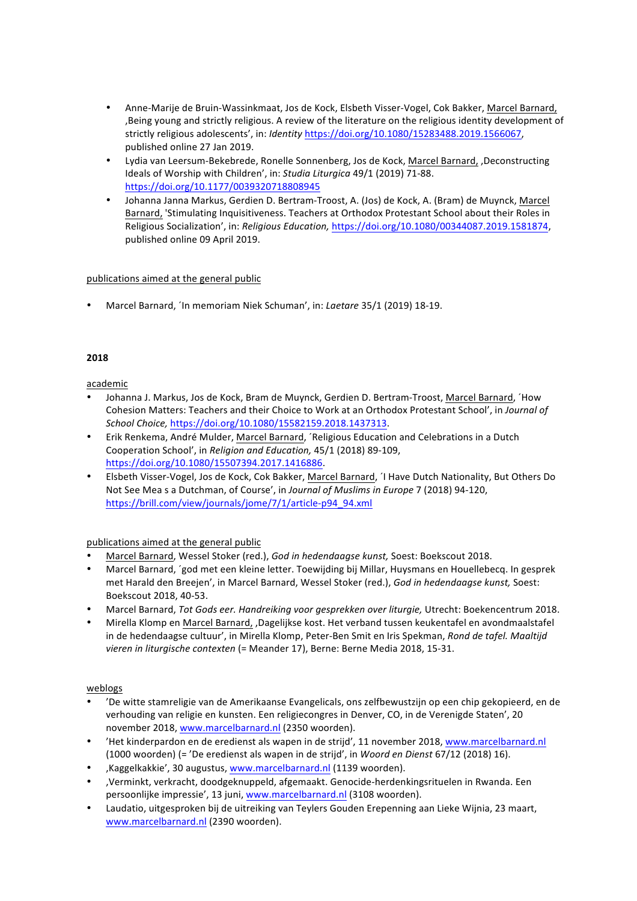- Anne-Marije de Bruin-Wassinkmaat, Jos de Kock, Elsbeth Visser-Vogel, Cok Bakker, Marcel Barnard, ‚Being young and strictly religious. A review of the literature on the religious identity development of strictly religious adolescents', in: *Identity* https://doi.org/10.1080/15283488.2019.1566067, published online 27 Jan 2019.
- Lydia van Leersum-Bekebrede, Ronelle Sonnenberg, Jos de Kock, Marcel Barnard, ‚Deconstructing Ideals of Worship with Children', in: *Studia Liturgica* 49/1 (2019) 71-88. https://doi.org/10.1177/0039320718808945
- Johanna Janna Markus, Gerdien D. Bertram-Troost, A. (Jos) de Kock, A. (Bram) de Muynck, Marcel Barnard, 'Stimulating Inquisitiveness. Teachers at Orthodox Protestant School about their Roles in Religious Socialization', in: *Religious Education,* https://doi.org/10.1080/00344087.2019.1581874, published online 09 April 2019.

publications aimed at the general public

- Marcel Barnard, ´In memoriam Niek Schuman', in: *Laetare* 35/1 (2019) 18-19.

**2018**

academic

- Johanna J. Markus, Jos de Kock, Bram de Muynck, Gerdien D. Bertram-Troost, Marcel Barnard, ´How Cohesion Matters: Teachers and their Choice to Work at an Orthodox Protestant School', in *Journal of School Choice,* https://doi.org/10.1080/15582159.2018.1437313.
- Erik Renkema, André Mulder, Marcel Barnard, ´Religious Education and Celebrations in a Dutch Cooperation School', in *Religion and Education,* 45/1 (2018) 89-109, https://doi.org/10.1080/15507394.2017.1416886.
- Elsbeth Visser-Vogel, Jos de Kock, Cok Bakker, Marcel Barnard, ´I Have Dutch Nationality, But Others Do Not See Mea s a Dutchman, of Course', in *Journal of Muslims in Europe* 7 (2018) 94-120, https://brill.com/view/journals/jome/7/1/article-p94_94.xml

publications aimed at the general public

- Marcel Barnard, Wessel Stoker (red.), *God in hedendaagse kunst,* Soest: Boekscout 2018.
- Marcel Barnard, ´god met een kleine letter. Toewijding bij Millar, Huysmans en Houellebecq. In gesprek met Harald den Breejen', in Marcel Barnard, Wessel Stoker (red.), *God in hedendaagse kunst,* Soest: Boekscout 2018, 40-53.
- Marcel Barnard, *Tot Gods eer. Handreiking voor gesprekken over liturgie,* Utrecht: Boekencentrum 2018.
- Mirella Klomp en Marcel Barnard, ‚Dagelijkse kost. Het verband tussen keukentafel en avondmaalstafel in de hedendaagse cultuur', in Mirella Klomp, Peter-Ben Smit en Iris Spekman, *Rond de tafel. Maaltijd vieren in liturgische contexten* (= Meander 17), Berne: Berne Media 2018, 15-31.

weblogs

- 'De witte stamreligie van de Amerikaanse Evangelicals, ons zelfbewustzijn op een chip gekopieerd, en de verhouding van religie en kunsten. Een religiecongres in Denver, CO, in de Verenigde Staten', 20 november 2018, www.marcelbarnard.nl (2350 woorden).
- 'Het kinderpardon en de eredienst als wapen in de strijd', 11 november 2018, www.marcelbarnard.nl (1000 woorden) (= 'De eredienst als wapen in de strijd', in *Woord en Dienst* 67/12 (2018) 16).
- ‚Kaggelkakkie', 30 augustus, www.marcelbarnard.nl (1139 woorden).
- ‚Verminkt, verkracht, doodgeknuppeld, afgemaakt. Genocide-herdenkingsrituelen in Rwanda. Een persoonlijke impressie', 13 juni, www.marcelbarnard.nl (3108 woorden).
- Laudatio, uitgesproken bij de uitreiking van Teylers Gouden Erepenning aan Lieke Wijnia, 23 maart, www.marcelbarnard.nl (2390 woorden).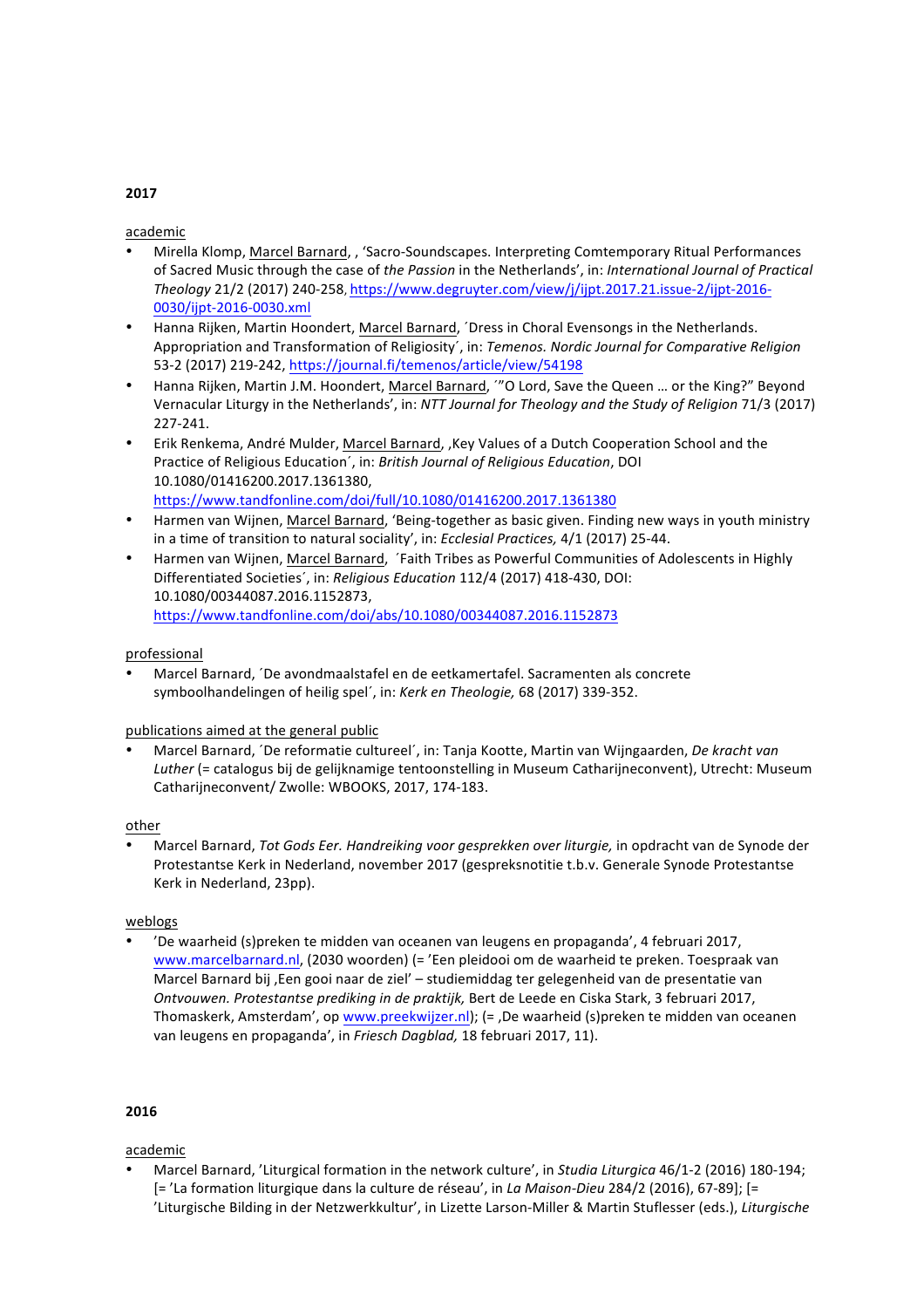**2017**

academic

- Mirella Klomp, Marcel Barnard, , 'Sacro-Soundscapes. Interpreting Comtemporary Ritual Performances of Sacred Music through the case of *the Passion* in the Netherlands', in: *International Journal of Practical Theology* 21/2 (2017) 240-258, https://www.degruyter.com/view/j/ijpt.2017.21.issue-2/ijpt-2016-0030/ijpt-2016-0030.xml
- Hanna Rijken, Martin Hoondert, Marcel Barnard, ´Dress in Choral Evensongs in the Netherlands. Appropriation and Transformation of Religiosity´, in: *Temenos. Nordic Journal for Comparative Religion* 53-2 (2017) 219-242, https://journal.fi/temenos/article/view/54198
- Hanna Rijken, Martin J.M. Hoondert, Marcel Barnard, ´"O Lord, Save the Queen … or the King?" Beyond Vernacular Liturgy in the Netherlands', in: *NTT Journal for Theology and the Study of Religion* 71/3 (2017) 227-241.
- Erik Renkema, André Mulder, Marcel Barnard, ‚Key Values of a Dutch Cooperation School and the Practice of Religious Education´, in: *British Journal of Religious Education*, DOI 10.1080/01416200.2017.1361380, https://www.tandfonline.com/doi/full/10.1080/01416200.2017.1361380
- Harmen van Wijnen, Marcel Barnard, 'Being-together as basic given. Finding new ways in youth ministry in a time of transition to natural sociality', in: *Ecclesial Practices,* 4/1 (2017) 25-44.
- Harmen van Wijnen, Marcel Barnard, ´Faith Tribes as Powerful Communities of Adolescents in Highly Differentiated Societies´, in: *Religious Education* 112/4 (2017) 418-430, DOI: 10.1080/00344087.2016.1152873, https://www.tandfonline.com/doi/abs/10.1080/00344087.2016.1152873

professional

- Marcel Barnard, ´De avondmaalstafel en de eetkamertafel. Sacramenten als concrete symboolhandelingen of heilig spel´, in: *Kerk en Theologie,* 68 (2017) 339-352.

publications aimed at the general public

- Marcel Barnard, ´De reformatie cultureel´, in: Tanja Kootte, Martin van Wijngaarden, *De kracht van Luther* (= catalogus bij de gelijknamige tentoonstelling in Museum Catharijneconvent), Utrecht: Museum Catharijneconvent/ Zwolle: WBOOKS, 2017, 174-183.

other

- Marcel Barnard, *Tot Gods Eer. Handreiking voor gesprekken over liturgie,* in opdracht van de Synode der Protestantse Kerk in Nederland, november 2017 (gespreksnotitie t.b.v. Generale Synode Protestantse Kerk in Nederland, 23pp).

weblogs

- 'De waarheid (s)preken te midden van oceanen van leugens en propaganda', 4 februari 2017, www.marcelbarnard.nl, (2030 woorden) (= 'Een pleidooi om de waarheid te preken. Toespraak van Marcel Barnard bij ‚Een gooi naar de ziel' – studiemiddag ter gelegenheid van de presentatie van *Ontvouwen. Protestantse prediking in de praktijk,* Bert de Leede en Ciska Stark, 3 februari 2017, Thomaskerk, Amsterdam', op www.preekwijzer.nl); (= ‚De waarheid (s)preken te midden van oceanen van leugens en propaganda', in *Friesch Dagblad,* 18 februari 2017, 11).

**2016**

academic

- Marcel Barnard, 'Liturgical formation in the network culture', in *Studia Liturgica* 46/1-2 (2016) 180-194; [= 'La formation liturgique dans la culture de réseau', in *La Maison-Dieu* 284/2 (2016), 67-89]; [= 'Liturgische Bilding in der Netzwerkkultur', in Lizette Larson-Miller & Martin Stuflesser (eds.), *Liturgische*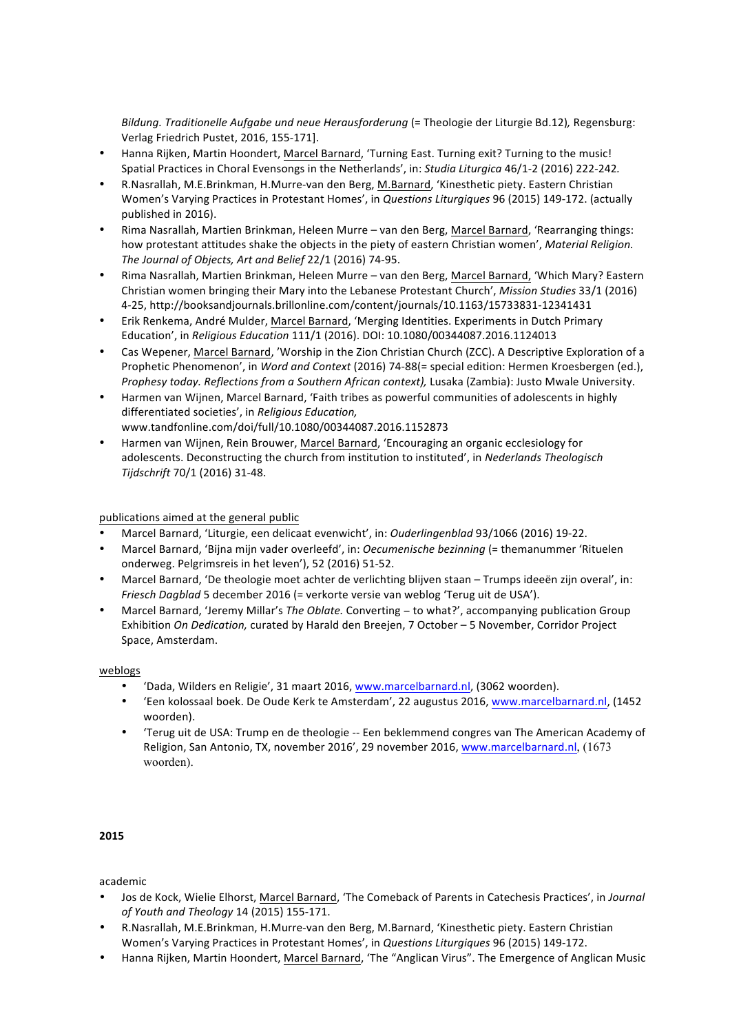*Bildung. Traditionelle Aufgabe und neue Herausforderung* (= Theologie der Liturgie Bd.12)*,* Regensburg: Verlag Friedrich Pustet, 2016, 155-171].

- Hanna Rijken, Martin Hoondert, Marcel Barnard, 'Turning East. Turning exit? Turning to the music! Spatial Practices in Choral Evensongs in the Netherlands', in: *Studia Liturgica* 46/1-2 (2016) 222-242*.*
- R.Nasrallah, M.E.Brinkman, H.Murre-van den Berg, M.Barnard, 'Kinesthetic piety. Eastern Christian Women's Varying Practices in Protestant Homes', in *Questions Liturgiques* 96 (2015) 149-172. (actually published in 2016).
- Rima Nasrallah, Martien Brinkman, Heleen Murre – van den Berg, Marcel Barnard, 'Rearranging things: how protestant attitudes shake the objects in the piety of eastern Christian women', *Material Religion. The Journal of Objects, Art and Belief* 22/1 (2016) 74-95.
- Rima Nasrallah, Martien Brinkman, Heleen Murre – van den Berg, Marcel Barnard, 'Which Mary? Eastern Christian women bringing their Mary into the Lebanese Protestant Church', *Mission Studies* 33/1 (2016) 4-25, http://booksandjournals.brillonline.com/content/journals/10.1163/15733831-12341431
- Erik Renkema, André Mulder, Marcel Barnard, 'Merging Identities. Experiments in Dutch Primary Education', in *Religious Education* 111/1 (2016). DOI: 10.1080/00344087.2016.1124013
- Cas Wepener, Marcel Barnard, 'Worship in the Zion Christian Church (ZCC). A Descriptive Exploration of a Prophetic Phenomenon', in *Word and Context* (2016) 74-88(= special edition: Hermen Kroesbergen (ed.), *Prophesy today. Reflections from a Southern African context),* Lusaka (Zambia): Justo Mwale University.
- Harmen van Wijnen, Marcel Barnard, 'Faith tribes as powerful communities of adolescents in highly differentiated societies', in *Religious Education,* www.tandfonline.com/doi/full/10.1080/00344087.2016.1152873
- Harmen van Wijnen, Rein Brouwer, Marcel Barnard, 'Encouraging an organic ecclesiology for adolescents. Deconstructing the church from institution to instituted', in *Nederlands Theologisch Tijdschrift* 70/1 (2016) 31-48.

publications aimed at the general public

- Marcel Barnard, 'Liturgie, een delicaat evenwicht', in: *Ouderlingenblad* 93/1066 (2016) 19-22.
- Marcel Barnard, 'Bijna mijn vader overleefd', in: *Oecumenische bezinning* (= themanummer 'Ritueien onderweg. Pelgrimsreis in het leven'), 52 (2016) 51-52.
- Marcel Barnard, 'De theologie moet achter de verlichting blijven staan – Trumps ideeën zijn overal', in: *Friesch Dagblad* 5 december 2016 (= verkorte versie van weblog 'Terug uit de USA').
- Marcel Barnard, 'Jeremy Millar's *The Oblate.* Converting – to what?', accompanying publication Group Exhibition *On Dedication,* curated by Harald den Breejen, 7 October – 5 November, Corridor Project Space, Amsterdam.

weblogs

- 'Dada, Wilders en Religie', 31 maart 2016, www.marcelbarnard.nl, (3062 woorden).
- 'Een kolossaal boek. De Oude Kerk te Amsterdam', 22 augustus 2016, www.marcelbarnard.nl, (1452 woorden).
- 'Terug uit de USA: Trump en de theologie -- Een beklemmend congres van The American Academy of Religion, San Antonio, TX, november 2016', 29 november 2016, www.marcelbarnard.nl, (1673 woorden).

**2015**

academic

- Jos de Kock, Wielie Elhorst, Marcel Barnard, 'The Comeback of Parents in Catechesis Practices', in *Journal of Youth and Theology* 14 (2015) 155-171.
- R.Nasrallah, M.E.Brinkman, H.Murre-van den Berg, M.Barnard, 'Kinesthetic piety. Eastern Christian Women's Varying Practices in Protestant Homes', in *Questions Liturgiques* 96 (2015) 149-172.
- Hanna Rijken, Martin Hoondert, Marcel Barnard, 'The "Anglican Virus". The Emergence of Anglican Music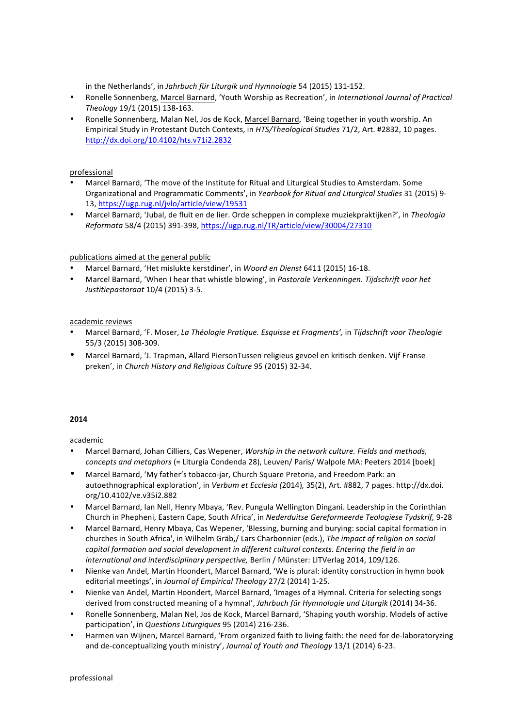in the Netherlands', in *Jahrbuch für Liturgik und Hymnologie* 54 (2015) 131-152.

- Ronelle Sonnenberg, Marcel Barnard, 'Youth Worship as Recreation', in *International Journal of Practical Theology* 19/1 (2015) 138-163.
- Ronelle Sonnenberg, Malan Nel, Jos de Kock, Marcel Barnard, 'Being together in youth worship. An Empirical Study in Protestant Dutch Contexts, in *HTS/Theological Studies* 71/2, Art. #2832, 10 pages. http://dx.doi.org/10.4102/hts.v71i2.2832

professional

- Marcel Barnard, 'The move of the Institute for Ritual and Liturgical Studies to Amsterdam. Some Organizational and Programmatic Comments', in *Yearbook for Ritual and Liturgical Studies* 31 (2015) 9-13, https://ugp.rug.nl/jvlo/article/view/19531
- Marcel Barnard, 'Jubal, de fluit en de lier. Orde scheppen in complexe muziekpraktijken?', in *Theologia Reformata* 58/4 (2015) 391-398, https://ugp.rug.nl/TR/article/view/30004/27310

publications aimed at the general public

- Marcel Barnard, 'Het mislukte kerstdiner', in *Woord en Dienst* 6411 (2015) 16-18.
- Marcel Barnard, 'When I hear that whistle blowing', in *Pastorale Verkenningen. Tijdschrift voor het Justitiepastoraat* 10/4 (2015) 3-5.

academic reviews

- Marcel Barnard, 'F. Moser, *La Théologie Pratique. Esquisse et Fragments',* in *Tijdschrift voor Theologie* 55/3 (2015) 308-309.
- Marcel Barnard, 'J. Trapman, Allard PiersonTussen religieus gevoel en kritisch denken. Vijf Franse preken', in *Church History and Religious Culture* 95 (2015) 32-34.

**2014**

academic

- Marcel Barnard, Johan Cilliers, Cas Wepener, *Worship in the network culture. Fields and methods, concepts and metaphors* (= Liturgia Condenda 28), Leuven/ Paris/ Walpole MA: Peeters 2014 [boek]
- Marcel Barnard, 'My father's tobacco-jar, Church Square Pretoria, and Freedom Park: an autoethnographical exploration', in *Verbum et Ecclesia (*2014)*,* 35(2), Art. #882, 7 pages. http://dx.doi.org/10.4102/ve.v35i2.882
- Marcel Barnard, Ian Nell, Henry Mbaya, 'Rev. Pungula Wellington Dingani. Leadership in the Corinthian Church in Phepheni, Eastern Cape, South Africa', in *Nederduitse Gereformeerde Teologiese Tydskrif,* 9-28
- Marcel Barnard, Henry Mbaya, Cas Wepener, 'Blessing, burning and burying: social capital formation in churches in South Africa', in Wilhelm Gräb,/ Lars Charbonnier (eds.), *The impact of religion on social capital formation and social development in different cultural contexts. Entering the field in an international and interdisciplinary perspective,* Berlin / Münster: LITVerlag 2014, 109/126.
- Nienke van Andel, Martin Hoondert, Marcel Barnard, 'We is plural: identity construction in hymn book editorial meetings', in *Journal of Empirical Theology* 27/2 (2014) 1-25.
- Nienke van Andel, Martin Hoondert, Marcel Barnard, 'Images of a Hymnal. Criteria for selecting songs derived from constructed meaning of a hymnal', *Jahrbuch für Hymnologie und Liturgik* (2014) 34-36.
- Ronelle Sonnenberg, Malan Nel, Jos de Kock, Marcel Barnard, 'Shaping youth worship. Models of active participation', in *Questions Liturgiques* 95 (2014) 216-236.
- Harmen van Wijnen, Marcel Barnard, 'From organized faith to living faith: the need for de-laboratoryzing and de-conceptualizing youth ministry', *Journal of Youth and Theology* 13/1 (2014) 6-23.

professional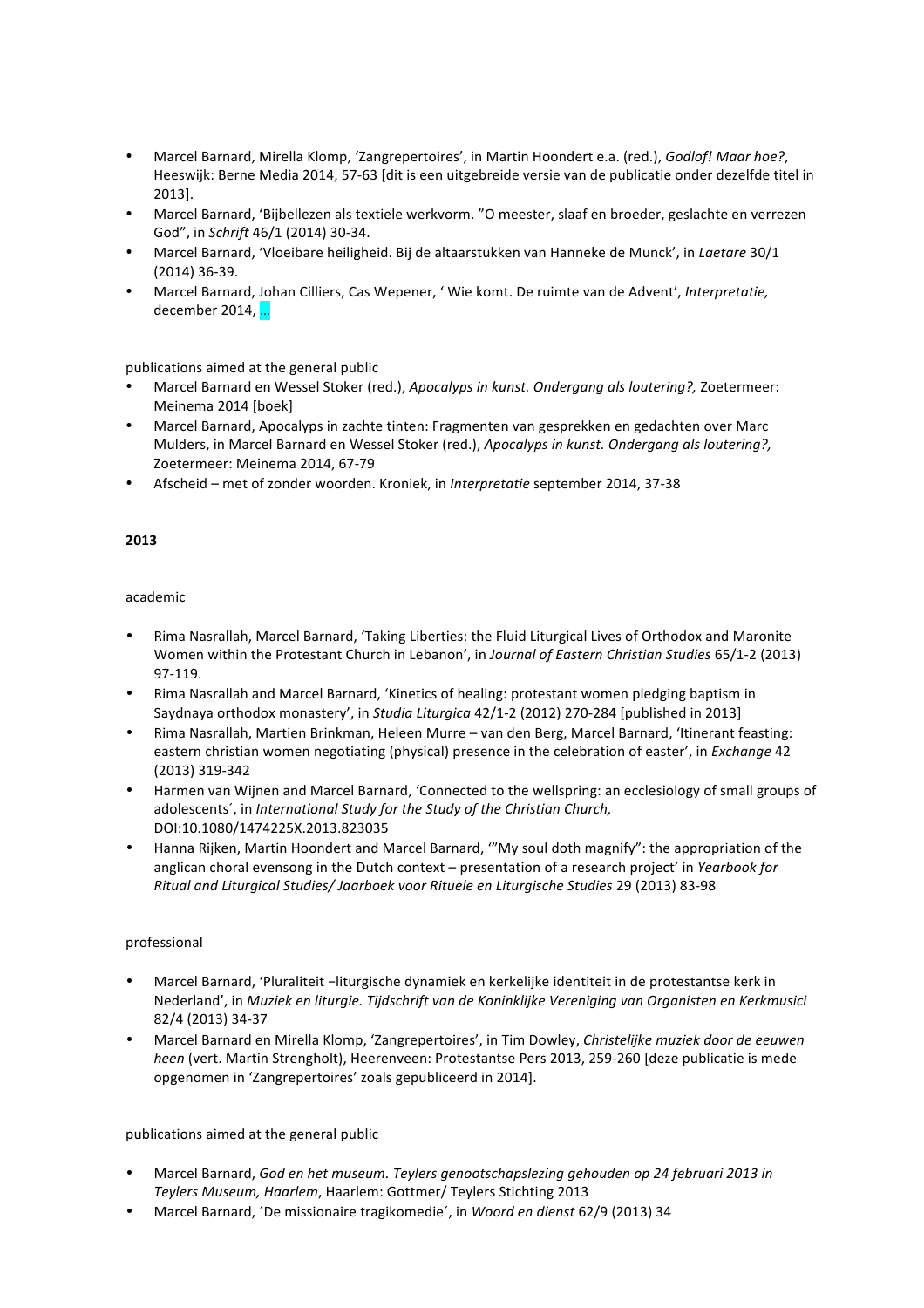- Marcel Barnard, Mirella Klomp, 'Zangrepertoires', in Martin Hoondert e.a. (red.), *Godlof! Maar hoe?*, Heeswijk: Berne Media 2014, 57-63 [dit is een uitgebreide versie van de publicatie onder dezelfde titel in 2013].
- Marcel Barnard, 'Bijbellezen als textiele werkvorm. "O meester, slaaf en broeder, geslachte en verrezen God", in *Schrift* 46/1 (2014) 30-34.
- Marcel Barnard, 'Vloeibare heiligheid. Bij de altaarstukken van Hanneke de Munck', in *Laetare* 30/1 (2014) 36-39.
- Marcel Barnard, Johan Cilliers, Cas Wepener, ' Wie komt. De ruimte van de Advent', *Interpretatie,* december 2014, …

publications aimed at the general public

- Marcel Barnard en Wessel Stoker (red.), *Apocalyps in kunst. Ondergang als loutering?,* Zoetermeer: Meinema 2014 [boek]
- Marcel Barnard, Apocalyps in zachte tinten: Fragmenten van gesprekken en gedachten over Marc Mulders, in Marcel Barnard en Wessel Stoker (red.), *Apocalyps in kunst. Ondergang als loutering?,* Zoetermeer: Meinema 2014, 67-79
- Afscheid – met of zonder woorden. Kroniek, in *Interpretatie* september 2014, 37-38

**2013**

academic

- Rima Nasrallah, Marcel Barnard, 'Taking Liberties: the Fluid Liturgical Lives of Orthodox and Maronite Women within the Protestant Church in Lebanon', in *Journal of Eastern Christian Studies* 65/1-2 (2013) 97-119.
- Rima Nasrallah and Marcel Barnard, 'Kinetics of healing: protestant women pledging baptism in Saydnaya orthodox monastery', in *Studia Liturgica* 42/1-2 (2012) 270-284 [published in 2013]
- Rima Nasrallah, Martien Brinkman, Heleen Murre – van den Berg, Marcel Barnard, 'Itinerant feasting: eastern christian women negotiating (physical) presence in the celebration of easter', in *Exchange* 42 (2013) 319-342
- Harmen van Wijnen and Marcel Barnard, 'Connected to the wellspring: an ecclesiology of small groups of adolescents´, in *International Study for the Study of the Christian Church,* DOI:10.1080/1474225X.2013.823035
- Hanna Rijken, Martin Hoondert and Marcel Barnard, '"My soul doth magnify": the appropriation of the anglican choral evensong in the Dutch context – presentation of a research project' in *Yearbook for Ritual and Liturgical Studies/ Jaarboek voor Rituele en Liturgische Studies* 29 (2013) 83-98

professional

- Marcel Barnard, 'Pluraliteit –liturgische dynamiek en kerkelijke identiteit in de protestantse kerk in Nederland', in *Muziek en liturgie. Tijdschrift van de Koninklijke Vereniging van Organisten en Kerkmusici* 82/4 (2013) 34-37
- Marcel Barnard en Mirella Klomp, 'Zangrepertoires', in Tim Dowley, *Christelijke muziek door de eeuwen heen* (vert. Martin Strengholt), Heerenveen: Protestantse Pers 2013, 259-260 [deze publicatie is mede opgenomen in 'Zangrepertoires' zoals gepubliceerd in 2014].

publications aimed at the general public

- Marcel Barnard, *God en het museum. Teylers genootschapslezing gehouden op 24 februari 2013 in Teylers Museum, Haarlem*, Haarlem: Gottmer/ Teylers Stichting 2013
- Marcel Barnard, ´De missionaire tragikomedie´, in *Woord en dienst* 62/9 (2013) 34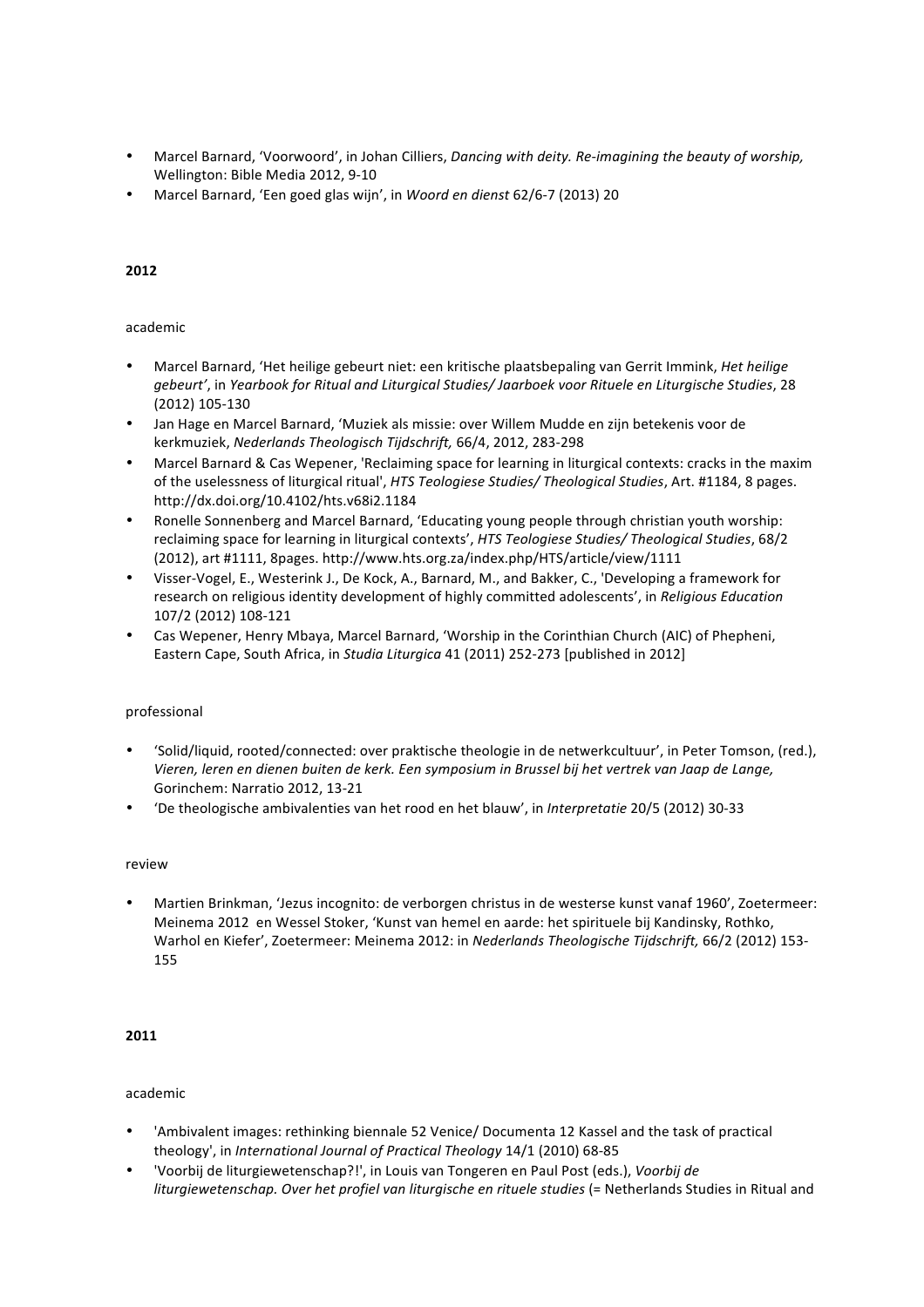- Marcel Barnard, 'Voorwoord', in Johan Cilliers, *Dancing with deity. Re-imagining the beauty of worship,* Wellington: Bible Media 2012, 9-10
- Marcel Barnard, 'Een goed glas wijn', in *Woord en dienst* 62/6-7 (2013) 20

**2012**

academic

- Marcel Barnard, 'Het heilige gebeurt niet: een kritische plaatsbepaling van Gerrit Immink, *Het heilige gebeurt'*, in *Yearbook for Ritual and Liturgical Studies/ Jaarboek voor Rituele en Liturgische Studies*, 28 (2012) 105-130
- Jan Hage en Marcel Barnard, 'Muziek als missie: over Willem Mudde en zijn betekenis voor de kerkmuziek, *Nederlands Theologisch Tijdschrift,* 66/4, 2012, 283-298
- Marcel Barnard & Cas Wepener, 'Reclaiming space for learning in liturgical contexts: cracks in the maxim of the uselessness of liturgical ritual', *HTS Teologiese Studies/ Theological Studies*, Art. #1184, 8 pages. http://dx.doi.org/10.4102/hts.v68i2.1184
- Ronelle Sonnenberg and Marcel Barnard, 'Educating young people through christian youth worship: reclaiming space for learning in liturgical contexts', *HTS Teologiese Studies/ Theological Studies*, 68/2 (2012), art #1111, 8pages. http://www.hts.org.za/index.php/HTS/article/view/1111
- Visser-Vogel, E., Westerink J., De Kock, A., Barnard, M., and Bakker, C., 'Developing a framework for research on religious identity development of highly committed adolescents', in *Religious Education* 107/2 (2012) 108-121
- Cas Wepener, Henry Mbaya, Marcel Barnard, 'Worship in the Corinthian Church (AIC) of Phepheni, Eastern Cape, South Africa, in *Studia Liturgica* 41 (2011) 252-273 [published in 2012]

professional

- 'Solid/liquid, rooted/connected: over praktische theologie in de netwerkcultuur', in Peter Tomson, (red.), *Vieren, leren en dienen buiten de kerk. Een symposium in Brussel bij het vertrek van Jaap de Lange,* Gorinchem: Narratio 2012, 13-21
- 'De theologische ambivalenties van het rood en het blauw', in *Interpretatie* 20/5 (2012) 30-33

review

- Martien Brinkman, 'Jezus incognito: de verborgen christus in de westerse kunst vanaf 1960', Zoetermeer: Meinema 2012 en Wessel Stoker, 'Kunst van hemel en aarde: het spirituele bij Kandinsky, Rothko, Warhol en Kiefer', Zoetermeer: Meinema 2012: in *Nederlands Theologische Tijdschrift,* 66/2 (2012) 153-155

**2011**

academic

- 'Ambivalent images: rethinking biennale 52 Venice/ Documenta 12 Kassel and the task of practical theology', in *International Journal of Practical Theology* 14/1 (2010) 68-85
- 'Voorbij de liturgiewetenschap?!', in Louis van Tongeren en Paul Post (eds.), *Voorbij de liturgiewetenschap. Over het profiel van liturgische en rituele studies* (= Netherlands Studies in Ritual and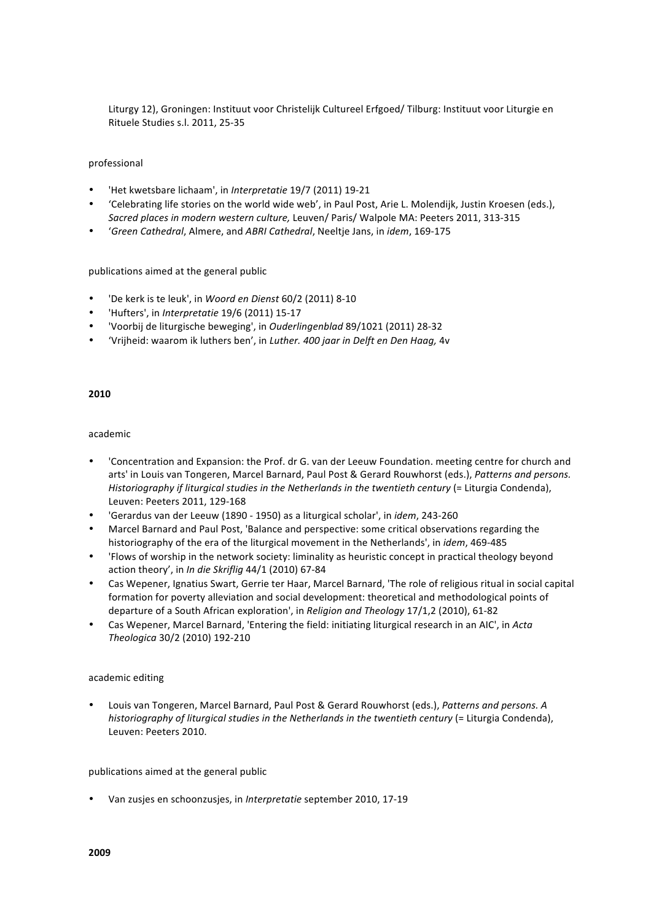Liturgy 12), Groningen: Instituut voor Christelijk Cultureel Erfgoed/ Tilburg: Instituut voor Liturgie en Rituele Studies s.l. 2011, 25-35

professional

- 'Het kwetsbare lichaam', in *Interpretatie* 19/7 (2011) 19-21
- 'Celebrating life stories on the world wide web', in Paul Post, Arie L. Molendijk, Justin Kroesen (eds.), *Sacred places in modern western culture,* Leuven/ Paris/ Walpole MA: Peeters 2011, 313-315
- '*Green Cathedral*, Almere, and *ABRI Cathedral*, Neeltje Jans, in *idem*, 169-175

publications aimed at the general public

- 'De kerk is te leuk', in *Woord en Dienst* 60/2 (2011) 8-10
- 'Hufters', in *Interpretatie* 19/6 (2011) 15-17
- 'Voorbij de liturgische beweging', in *Ouderlingenblad* 89/1021 (2011) 28-32
- 'Vrijheid: waarom ik luthers ben', in *Luther. 400 jaar in Delft en Den Haag,* 4v

**2010**

academic

- 'Concentration and Expansion: the Prof. dr G. van der Leeuw Foundation. meeting centre for church and arts' in Louis van Tongeren, Marcel Barnard, Paul Post & Gerard Rouwhorst (eds.), *Patterns and persons. Historiography if liturgical studies in the Netherlands in the twentieth century* (= Liturgia Condenda), Leuven: Peeters 2011, 129-168
- 'Gerardus van der Leeuw (1890 - 1950) as a liturgical scholar', in *idem*, 243-260
- Marcel Barnard and Paul Post, 'Balance and perspective: some critical observations regarding the historiography of the era of the liturgical movement in the Netherlands', in *idem*, 469-485
- 'Flows of worship in the network society: liminality as heuristic concept in practical theology beyond action theory', in *In die Skriflig* 44/1 (2010) 67-84
- Cas Wepener, Ignatius Swart, Gerrie ter Haar, Marcel Barnard, 'The role of religious ritual in social capital formation for poverty alleviation and social development: theoretical and methodological points of departure of a South African exploration', in *Religion and Theology* 17/1,2 (2010), 61-82
- Cas Wepener, Marcel Barnard, 'Entering the field: initiating liturgical research in an AIC', in *Acta Theologica* 30/2 (2010) 192-210

academic editing

- Louis van Tongeren, Marcel Barnard, Paul Post & Gerard Rouwhorst (eds.), *Patterns and persons. A historiography of liturgical studies in the Netherlands in the twentieth century* (= Liturgia Condenda), Leuven: Peeters 2010.

publications aimed at the general public

- Van zusjes en schoonzusjes, in *Interpretatie* september 2010, 17-19

**2009**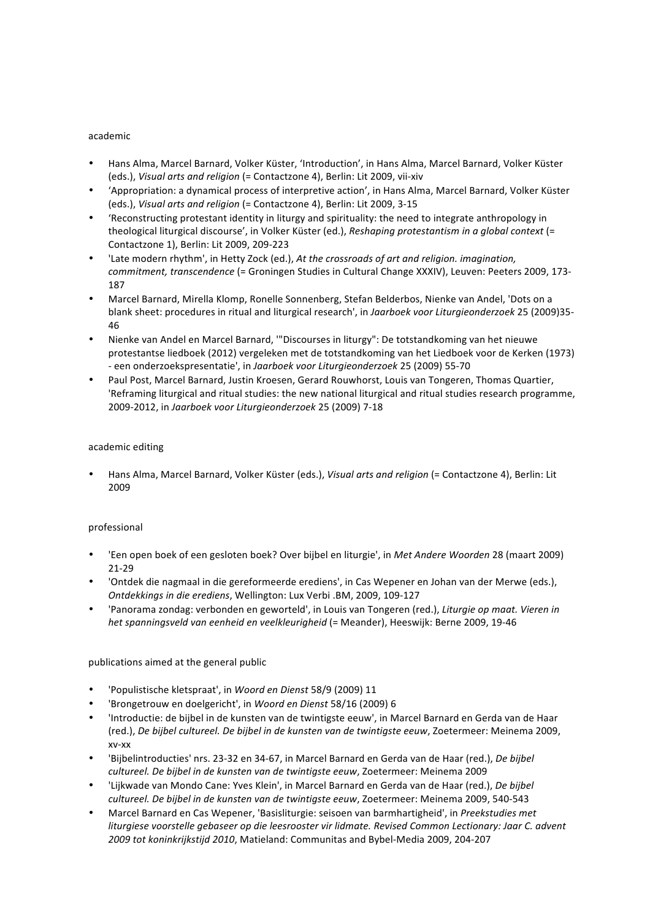academic

- Hans Alma, Marcel Barnard, Volker Küster, 'Introduction', in Hans Alma, Marcel Barnard, Volker Küster (eds.), *Visual arts and religion* (= Contactzone 4), Berlin: Lit 2009, vii-xiv
- 'Appropriation: a dynamical process of interpretive action', in Hans Alma, Marcel Barnard, Volker Küster (eds.), *Visual arts and religion* (= Contactzone 4), Berlin: Lit 2009, 3-15
- 'Reconstructing protestant identity in liturgy and spirituality: the need to integrate anthropology in theological liturgical discourse', in Volker Küster (ed.), *Reshaping protestantism in a global context* (= Contactzone 1), Berlin: Lit 2009, 209-223
- 'Late modern rhythm', in Hetty Zock (ed.), *At the crossroads of art and religion. imagination, commitment, transcendence* (= Groningen Studies in Cultural Change XXXIV), Leuven: Peeters 2009, 173-187
- Marcel Barnard, Mirella Klomp, Ronelle Sonnenberg, Stefan Belderbos, Nienke van Andel, 'Dots on a blank sheet: procedures in ritual and liturgical research', in *Jaarboek voor Liturgieonderzoek* 25 (2009)35-46
- Nienke van Andel en Marcel Barnard, '"Discourses in liturgy": De totstandkoming van het nieuwe protestantse liedboek (2012) vergeleken met de totstandkoming van het Liedboek voor de Kerken (1973) - een onderzoekspresentatie', in *Jaarboek voor Liturgieonderzoek* 25 (2009) 55-70
- Paul Post, Marcel Barnard, Justin Kroesen, Gerard Rouwhorst, Louis van Tongeren, Thomas Quartier, 'Reframing liturgical and ritual studies: the new national liturgical and ritual studies research programme, 2009-2012, in *Jaarboek voor Liturgieonderzoek* 25 (2009) 7-18

academic editing

- Hans Alma, Marcel Barnard, Volker Küster (eds.), *Visual arts and religion* (= Contactzone 4), Berlin: Lit 2009

professional

- 'Een open boek of een gesloten boek? Over bijbel en liturgie', in *Met Andere Woorden* 28 (maart 2009) 21-29
- 'Ontdek die nagmaal in die gereformeerde erediens', in Cas Wepener en Johan van der Merwe (eds.), *Ontdekkings in die erediens*, Wellington: Lux Verbi .BM, 2009, 109-127
- 'Panorama zondag: verbonden en geworteld', in Louis van Tongeren (red.), *Liturgie op maat. Vieren in het spanningsveld van eenheid en veelkleurigheid* (= Meander), Heeswijk: Berne 2009, 19-46

publications aimed at the general public

- 'Populistische kletspraat', in *Woord en Dienst* 58/9 (2009) 11
- 'Brongetrouw en doelgericht', in *Woord en Dienst* 58/16 (2009) 6
- 'Introductie: de bijbel in de kunsten van de twintigste eeuw', in Marcel Barnard en Gerda van de Haar (red.), *De bijbel cultureel. De bijbel in de kunsten van de twintigste eeuw*, Zoetermeer: Meinema 2009, xv-xx
- 'Bijbelintroducties' nrs. 23-32 en 34-67, in Marcel Barnard en Gerda van de Haar (red.), *De bijbel cultureel. De bijbel in de kunsten van de twintigste eeuw*, Zoetermeer: Meinema 2009
- 'Lijkwade van Mondo Cane: Yves Klein', in Marcel Barnard en Gerda van de Haar (red.), *De bijbel cultureel. De bijbel in de kunsten van de twintigste eeuw*, Zoetermeer: Meinema 2009, 540-543
- Marcel Barnard en Cas Wepener, 'Basisliturgie: seisoen van barmhartigheid', in *Preekstudies met liturgiese voorstelle gebaseer op die leesrooster vir lidmate. Revised Common Lectionary: Jaar C. advent 2009 tot koninkrijkstijd 2010*, Matieland: Communitas and Bybel-Media 2009, 204-207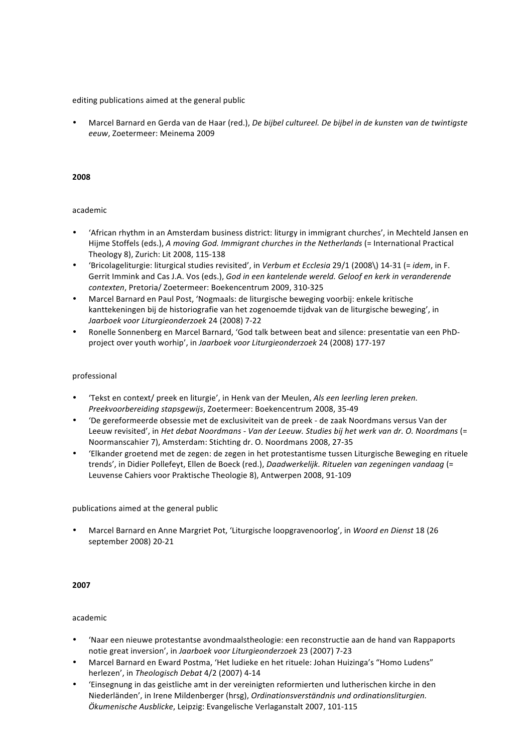editing publications aimed at the general public

- Marcel Barnard en Gerda van de Haar (red.), *De bijbel cultureel. De bijbel in de kunsten van de twintigste eeuw*, Zoetermeer: Meinema 2009

**2008**

academic

- 'African rhythm in an Amsterdam business district: liturgy in immigrant churches', in Mechteld Jansen en Hijme Stoffels (eds.), *A moving God. Immigrant churches in the Netherlands* (= International Practical Theology 8), Zurich: Lit 2008, 115-138
- 'Bricolageliturgie: liturgical studies revisited', in *Verbum et Ecclesia* 29/1 (2008\) 14-31 (= *idem*, in F. Gerrit Immink and Cas J.A. Vos (eds.), *God in een kantelende wereld. Geloof en kerk in veranderende contexten*, Pretoria/ Zoetermeer: Boekencentrum 2009, 310-325
- Marcel Barnard en Paul Post, 'Nogmaals: de liturgische beweging voorbij: enkele kritische kanttekeningen bij de historiografie van het zogenoemde tijdvak van de liturgische beweging', in *Jaarboek voor Liturgieonderzoek* 24 (2008) 7-22
- Ronelle Sonnenberg en Marcel Barnard, 'God talk between beat and silence: presentatie van een PhD-project over youth worhip', in *Jaarboek voor Liturgieonderzoek* 24 (2008) 177-197

professional

- 'Tekst en context/ preek en liturgie', in Henk van der Meulen, *Als een leerling leren preken. Preekvoorbereiding stapsgewijs*, Zoetermeer: Boekencentrum 2008, 35-49
- 'De gereformeerde obsessie met de exclusiviteit van de preek - de zaak Noordmans versus Van der Leeuw revisited', in *Het debat Noordmans - Van der Leeuw. Studies bij het werk van dr. O. Noordmans* (= Noormanscahier 7), Amsterdam: Stichting dr. O. Noordmans 2008, 27-35
- 'Elkander groetend met de zegen: de zegen in het protestantisme tussen Liturgische Beweging en rituele trends', in Didier Pollefeyt, Ellen de Boeck (red.), *Daadwerkelijk. Rituelen van zegeningen vandaag* (= Leuvense Cahiers voor Praktische Theologie 8), Antwerpen 2008, 91-109

publications aimed at the general public

- Marcel Barnard en Anne Margriet Pot, 'Liturgische loopgravenoorlog', in *Woord en Dienst* 18 (26 september 2008) 20-21

**2007**

academic

- 'Naar een nieuwe protestantse avondmaalstheologie: een reconstructie aan de hand van Rappaports notie great inversion', in *Jaarboek voor Liturgieonderzoek* 23 (2007) 7-23
- Marcel Barnard en Eward Postma, 'Het ludieke en het rituele: Johan Huizinga's "Homo Ludens" herlezen', in *Theologisch Debat* 4/2 (2007) 4-14
- 'Einsegnung in das geistliche amt in der vereinigten reformierten und lutherischen kirche in den Niederländen', in Irene Mildenberger (hrsg), *Ordinationsverständnis und ordinationsliturgien. Ökumenische Ausblicke*, Leipzig: Evangelische Verlaganstalt 2007, 101-115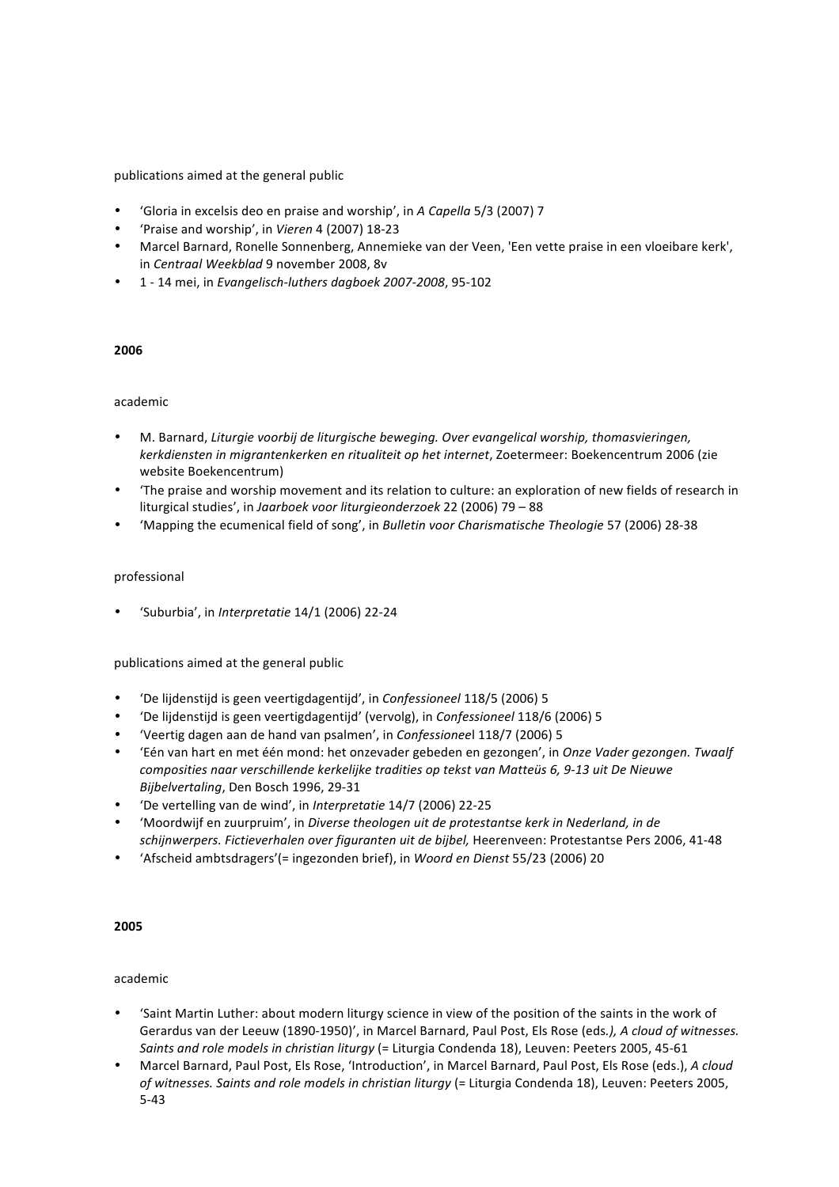publications aimed at the general public

- ‘Gloria in excelsis deo en praise and worship’, in *A Capella* 5/3 (2007) 7
- ‘Praise and worship’, in *Vieren* 4 (2007) 18-23
- Marcel Barnard, Ronelle Sonnenberg, Annemieke van der Veen, 'Een vette praise in een vloeibare kerk', in *Centraal Weekblad* 9 november 2008, 8v
- 1 - 14 mei, in *Evangelisch-luthers dagboek 2007-2008*, 95-102

**2006**

academic

- M. Barnard, *Liturgie voorbij de liturgische beweging. Over evangelical worship, thomasvieringen, kerkdiensten in migrantenkerken en ritualiteit op het internet*, Zoetermeer: Boekencentrum 2006 (zie website Boekencentrum)
- ‘The praise and worship movement and its relation to culture: an exploration of new fields of research in liturgical studies’, in *Jaarboek voor liturgieonderzoek* 22 (2006) 79 – 88
- ‘Mapping the ecumenical field of song’, in *Bulletin voor Charismatische Theologie* 57 (2006) 28-38

professional

- ‘Suburbia’, in *Interpretatie* 14/1 (2006) 22-24

publications aimed at the general public

- ‘De lijdenstijd is geen veertigdagentijd’, in *Confessioneel* 118/5 (2006) 5
- ‘De lijdenstijd is geen veertigdagentijd’ (vervolg), in *Confessioneel* 118/6 (2006) 5
- ‘Veertig dagen aan de hand van psalmen’, in *Confessioneel* 118/7 (2006) 5
- ‘Eén van hart en met één mond: het onzevader gebeden en gezongen’, in *Onze Vader gezongen. Twaalf composities naar verschillende kerkelijke tradities op tekst van Matteüs 6, 9-13 uit De Nieuwe Bijbelvertaling*, Den Bosch 1996, 29-31
- ‘De vertelling van de wind’, in *Interpretatie* 14/7 (2006) 22-25
- ‘Moordwijf en zuurpruim’, in *Diverse theologen uit de protestantse kerk in Nederland, in de schijnwerpers. Fictieverhalen over figuranten uit de bijbel,* Heerenveen: Protestantse Pers 2006, 41-48
- ‘Afscheid ambtsdragers’(= ingezonden brief), in *Woord en Dienst* 55/23 (2006) 20

**2005**

academic

- ‘Saint Martin Luther: about modern liturgy science in view of the position of the saints in the work of Gerardus van der Leeuw (1890-1950)’, in Marcel Barnard, Paul Post, Els Rose (eds*.), A cloud of witnesses. Saints and role models in christian liturgy* (= Liturgia Condenda 18), Leuven: Peeters 2005, 45-61
- Marcel Barnard, Paul Post, Els Rose, ‘Introduction’, in Marcel Barnard, Paul Post, Els Rose (eds.), *A cloud of witnesses. Saints and role models in christian liturgy* (= Liturgia Condenda 18), Leuven: Peeters 2005, 5-43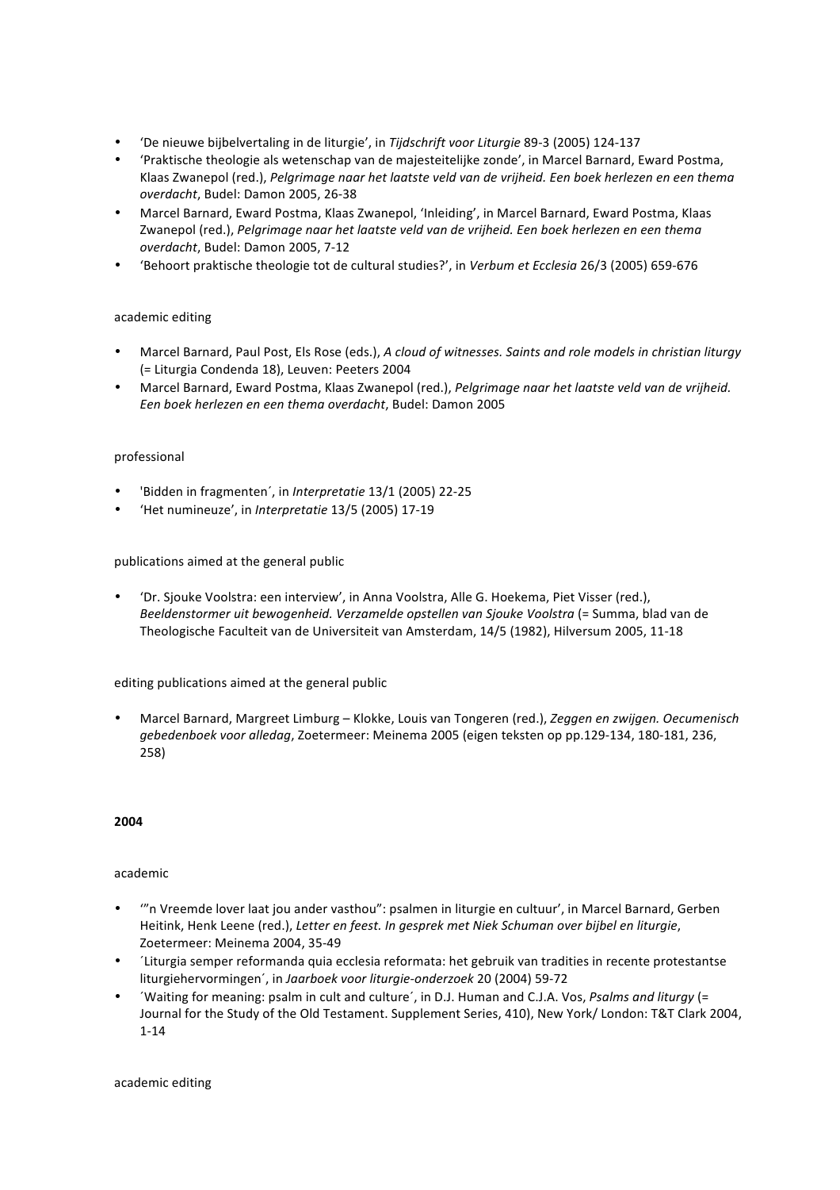- 'De nieuwe bijbelvertaling in de liturgie', in *Tijdschrift voor Liturgie* 89-3 (2005) 124-137
- 'Praktische theologie als wetenschap van de majesteitelijke zonde', in Marcel Barnard, Eward Postma, Klaas Zwanepol (red.), *Pelgrimage naar het laatste veld van de vrijheid. Een boek herlezen en een thema overdacht*, Budel: Damon 2005, 26-38
- Marcel Barnard, Eward Postma, Klaas Zwanepol, 'Inleiding', in Marcel Barnard, Eward Postma, Klaas Zwanepol (red.), *Pelgrimage naar het laatste veld van de vrijheid. Een boek herlezen en een thema overdacht*, Budel: Damon 2005, 7-12
- 'Behoort praktische theologie tot de cultural studies?', in *Verbum et Ecclesia* 26/3 (2005) 659-676

academic editing

- Marcel Barnard, Paul Post, Els Rose (eds.), *A cloud of witnesses. Saints and role models in christian liturgy* (= Liturgia Condenda 18), Leuven: Peeters 2004
- Marcel Barnard, Eward Postma, Klaas Zwanepol (red.), *Pelgrimage naar het laatste veld van de vrijheid. Een boek herlezen en een thema overdacht*, Budel: Damon 2005

professional

- 'Bidden in fragmenten´, in *Interpretatie* 13/1 (2005) 22-25
- 'Het numineuze', in *Interpretatie* 13/5 (2005) 17-19

publications aimed at the general public

- 'Dr. Sjouke Voolstra: een interview', in Anna Voolstra, Alle G. Hoekema, Piet Visser (red.), *Beeldenstormer uit bewogenheid. Verzamelde opstellen van Sjouke Voolstra* (= Summa, blad van de Theologische Faculteit van de Universiteit van Amsterdam, 14/5 (1982), Hilversum 2005, 11-18

editing publications aimed at the general public

- Marcel Barnard, Margreet Limburg – Klokke, Louis van Tongeren (red.), *Zeggen en zwijgen. Oecumenisch gebedenboek voor alledag*, Zoetermeer: Meinema 2005 (eigen teksten op pp.129-134, 180-181, 236, 258)

**2004**

academic

- '"n Vreemde lover laat jou ander vasthou": psalmen in liturgie en cultuur', in Marcel Barnard, Gerben Heitink, Henk Leene (red.), *Letter en feest. In gesprek met Niek Schuman over bijbel en liturgie*, Zoetermeer: Meinema 2004, 35-49
- ´Liturgia semper reformanda quia ecclesia reformata: het gebruik van tradities in recente protestantse liturgiehervormingen´, in *Jaarboek voor liturgie-onderzoek* 20 (2004) 59-72
- ´Waiting for meaning: psalm in cult and culture´, in D.J. Human and C.J.A. Vos, *Psalms and liturgy* (= Journal for the Study of the Old Testament. Supplement Series, 410), New York/ London: T&T Clark 2004, 1-14

academic editing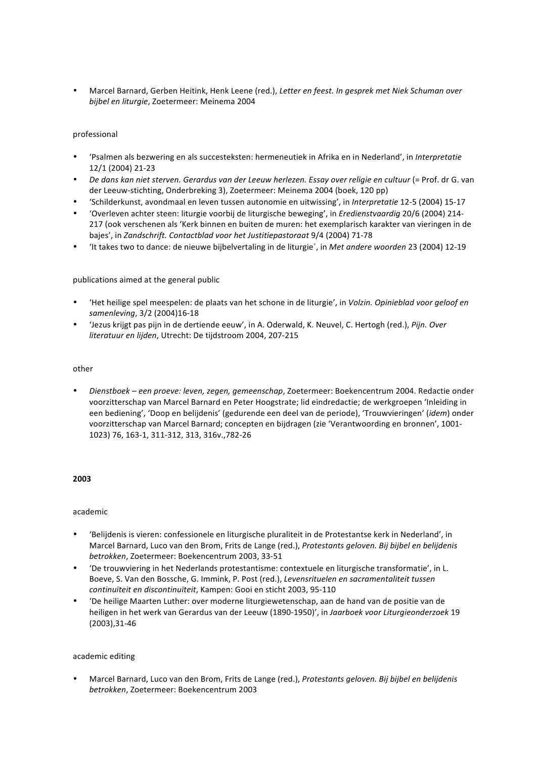- Marcel Barnard, Gerben Heitink, Henk Leene (red.), *Letter en feest. In gesprek met Niek Schuman over bijbel en liturgie*, Zoetermeer: Meinema 2004

professional

- 'Psalmen als bezwering en als succesteksten: hermeneutiek in Afrika en in Nederland', in *Interpretatie* 12/1 (2004) 21-23
- *De dans kan niet sterven. Gerardus van der Leeuw herlezen. Essay over religie en cultuur* (= Prof. dr G. van der Leeuw-stichting, Onderbreking 3), Zoetermeer: Meinema 2004 (boek, 120 pp)
- 'Schilderkunst, avondmaal en leven tussen autonomie en uitwissing', in *Interpretatie* 12-5 (2004) 15-17
- 'Overleven achter steen: liturgie voorbij de liturgische beweging', in *Eredienstvaardig* 20/6 (2004) 214-217 (ook verschenen als 'Kerk binnen en buiten de muren: het exemplarisch karakter van vieringen in de bajes', in *Zandschrift. Contactblad voor het Justitiepastoraat* 9/4 (2004) 71-78
- 'It takes two to dance: de nieuwe bijbelvertaling in de liturgie´, in *Met andere woorden* 23 (2004) 12-19

publications aimed at the general public

- 'Het heilige spel meespelen: de plaats van het schone in de liturgie', in *Volzin. Opinieblad voor geloof en samenleving*, 3/2 (2004)16-18
- 'Jezus krijgt pas pijn in de dertiende eeuw', in A. Oderwald, K. Neuvel, C. Hertogh (red.), *Pijn. Over literatuur en lijden*, Utrecht: De tijdstroom 2004, 207-215

other

- *Dienstboek – een proeve: leven, zegen, gemeenschap*, Zoetermeer: Boekencentrum 2004. Redactie onder voorzitterschap van Marcel Barnard en Peter Hoogstrate; lid eindredactie; de werkgroepen 'Inleiding in een bediening', 'Doop en belijdenis' (gedurende een deel van de periode), 'Trouwvieringen' (*idem*) onder voorzitterschap van Marcel Barnard; concepten en bijdragen (zie 'Verantwoording en bronnen', 1001-1023) 76, 163-1, 311-312, 313, 316v.,782-26

**2003**

academic

- 'Belijdenis is vieren: confessionele en liturgische pluraliteit in de Protestantse kerk in Nederland', in Marcel Barnard, Luco van den Brom, Frits de Lange (red.), *Protestants geloven. Bij bijbel en belijdenis betrokken*, Zoetermeer: Boekencentrum 2003, 33-51
- 'De trouwviering in het Nederlands protestantisme: contextuele en liturgische transformatie', in L. Boeve, S. Van den Bossche, G. Immink, P. Post (red.), *Levensrituelen en sacramentaliteit tussen continuïteit en discontinuïteit*, Kampen: Gooi en sticht 2003, 95-110
- 'De heilige Maarten Luther: over moderne liturgiewetenschap, aan de hand van de positie van de heiligen in het werk van Gerardus van der Leeuw (1890-1950)', in *Jaarboek voor Liturgieonderzoek* 19 (2003),31-46

academic editing

- Marcel Barnard, Luco van den Brom, Frits de Lange (red.), *Protestants geloven. Bij bijbel en belijdenis betrokken*, Zoetermeer: Boekencentrum 2003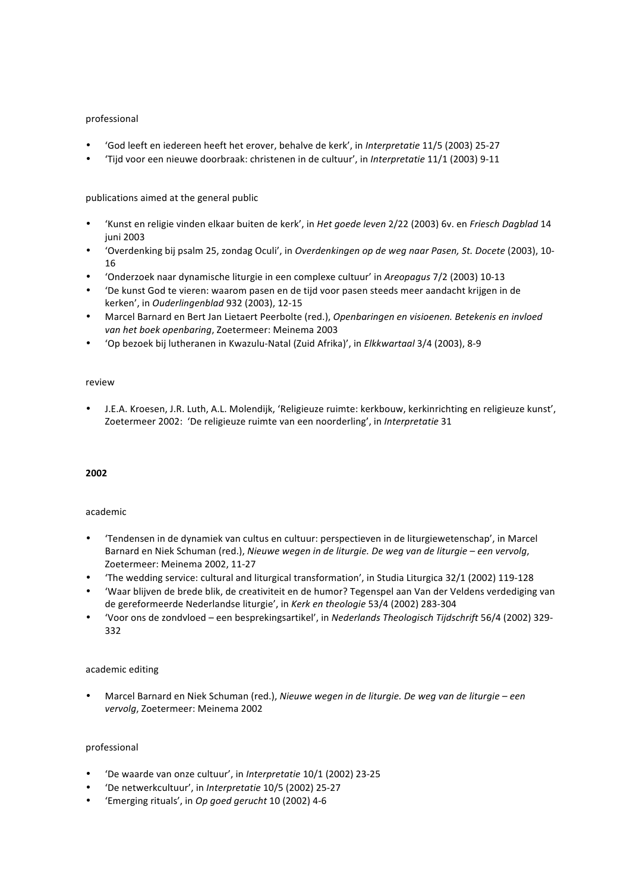professional

- ‘God leeft en iedereen heeft het erover, behalve de kerk’, in *Interpretatie* 11/5 (2003) 25-27
- ‘Tijd voor een nieuwe doorbraak: christenen in de cultuur’, in *Interpretatie* 11/1 (2003) 9-11

publications aimed at the general public

- ‘Kunst en religie vinden elkaar buiten de kerk’, in *Het goede leven* 2/22 (2003) 6v. en *Friesch Dagblad* 14 juni 2003
- ‘Overdenking bij psalm 25, zondag Oculi’, in *Overdenkingen op de weg naar Pasen, St. Docete* (2003), 10-16
- ‘Onderzoek naar dynamische liturgie in een complexe cultuur’ in *Areopagus* 7/2 (2003) 10-13
- ‘De kunst God te vieren: waarom pasen en de tijd voor pasen steeds meer aandacht krijgen in de kerken’, in *Ouderlingenblad* 932 (2003), 12-15
- Marcel Barnard en Bert Jan Lietaert Peerbolte (red.), *Openbaringen en visioenen. Betekenis en invloed van het boek openbaring*, Zoetermeer: Meinema 2003
- ‘Op bezoek bij lutheranen in Kwazulu-Natal (Zuid Afrika)’, in *Elkkwartaal* 3/4 (2003), 8-9

review

- J.E.A. Kroesen, J.R. Luth, A.L. Molendijk, ‘Religieuze ruimte: kerkbouw, kerkinrichting en religieuze kunst’, Zoetermeer 2002: ‘De religieuze ruimte van een noorderling’, in *Interpretatie* 31

**2002**

academic

- ‘Tendensen in de dynamiek van cultus en cultuur: perspectieven in de liturgiewetenschap’, in Marcel Barnard en Niek Schuman (red.), *Nieuwe wegen in de liturgie. De weg van de liturgie – een vervolg*, Zoetermeer: Meinema 2002, 11-27
- ‘The wedding service: cultural and liturgical transformation’, in Studia Liturgica 32/1 (2002) 119-128
- ‘Waar blijven de brede blik, de creativiteit en de humor? Tegenspel aan Van der Veldens verdediging van de gereformeerde Nederlandse liturgie’, in *Kerk en theologie* 53/4 (2002) 283-304
- ‘Voor ons de zondvloed – een bes­prekingsartikel’, in *Nederlands Theologisch Tijdschrift* 56/4 (2002) 329-332

academic editing

- Marcel Barnard en Niek Schuman (red.), *Nieuwe wegen in de liturgie. De weg van de liturgie – een vervolg*, Zoetermeer: Meinema 2002

professional

- ‘De waarde van onze cultuur’, in *Interpretatie* 10/1 (2002) 23-25
- ‘De netwerkcultuur’, in *Interpretatie* 10/5 (2002) 25-27
- ‘Emerging rituals’, in *Op goed gerucht* 10 (2002) 4-6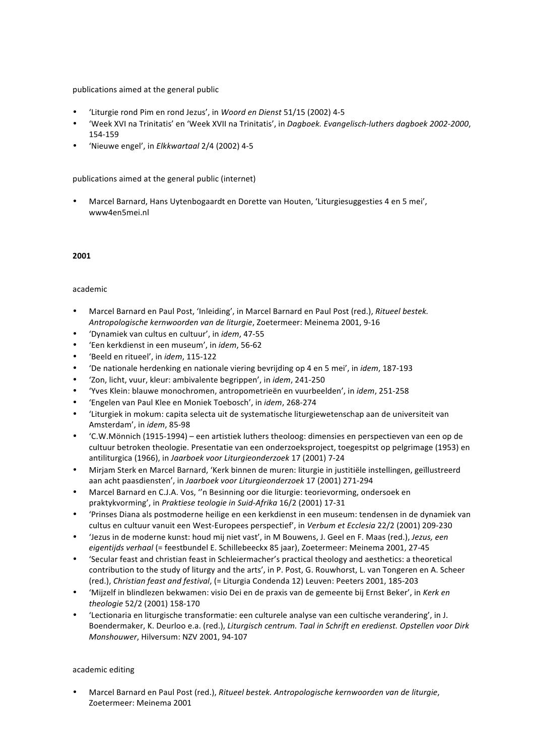publications aimed at the general public

- 'Liturgie rond Pim en rond Jezus', in *Woord en Dienst* 51/15 (2002) 4-5
- 'Week XVI na Trinitatis' en 'Week XVII na Trinitatis', in *Dagboek. Evangelisch-luthers dagboek 2002-2000*, 154-159
- 'Nieuwe engel', in *Elkkwartaal* 2/4 (2002) 4-5

publications aimed at the general public (internet)

- Marcel Barnard, Hans Uytenbogaardt en Dorette van Houten, 'Liturgiesuggesties 4 en 5 mei', www4en5mei.nl

**2001**

academic

- Marcel Barnard en Paul Post, 'Inleiding', in Marcel Barnard en Paul Post (red.), *Ritueel bestek. Antropologische kernwoorden van de liturgie*, Zoetermeer: Meinema 2001, 9-16
- 'Dynamiek van cultus en cultuur', in *idem*, 47-55
- 'Een kerkdienst in een museum', in *idem*, 56-62
- 'Beeld en ritueel', in *idem*, 115-122
- 'De nationale herdenking en nationale viering bevrijding op 4 en 5 mei', in *idem*, 187-193
- 'Zon, licht, vuur, kleur: ambivalente begrippen', in *idem*, 241-250
- 'Yves Klein: blauwe monochromen, antropometrieën en vuurbeelden', in *idem*, 251-258
- 'Engelen van Paul Klee en Moniek Toebosch', in *idem*, 268-274
- 'Liturgiek in mokum: capita selecta uit de systematische liturgiewetenschap aan de universiteit van Amsterdam', in *idem*, 85-98
- 'C.W.Mönnich (1915-1994) – een artistiek luthers theoloog: dimensies en perspectieven van een op de cultuur betroken theologie. Presentatie van een onderzoeksproject, toegespitst op pelgrimage (1953) en antiliturgica (1966), in *Jaarboek voor Liturgieonderzoek* 17 (2001) 7-24
- Mirjam Sterk en Marcel Barnard, 'Kerk binnen de muren: liturgie in justitiële instellingen, geïllustreerd aan acht paasdiensten', in *Jaarboek voor Liturgieonderzoek* 17 (2001) 271-294
- Marcel Barnard en C.J.A. Vos, ''n Besinning oor die liturgie: teorievorming, ondersoek en praktykvorming', in *Praktiese teologie in Suid-Afrika* 16/2 (2001) 17-31
- 'Prinses Diana als postmoderne heilige en een kerkdienst in een museum: tendensen in de dynamiek van cultus en cultuur vanuit een West-Europees perspectief', in *Verbum et Ecclesia* 22/2 (2001) 209-230
- 'Jezus in de moderne kunst: houd mij niet vast', in M Bouwens, J. Geel en F. Maas (red.), *Jezus, een eigentijds verhaal* (= feestbundel E. Schillebeeckx 85 jaar), Zoetermeer: Meinema 2001, 27-45
- 'Secular feast and christian feast in Schleiermacher's practical theology and aesthetics: a theoretical contribution to the study of liturgy and the arts', in P. Post, G. Rouwhorst, L. van Tongeren en A. Scheer (red.), *Christian feast and festival*, (= Liturgia Condenda 12) Leuven: Peeters 2001, 185-203
- 'Mijzelf in blindlezen bekwamen: visio Dei en de praxis van de gemeente bij Ernst Beker', in *Kerk en theologie* 52/2 (2001) 158-170
- 'Lectionaria en liturgische transformatie: een culturele analyse van een cultische verandering', in J. Boendermaker, K. Deurloo e.a. (red.), *Liturgisch centrum. Taal in Schrift en eredienst. Opstellen voor Dirk Monshouwer*, Hilversum: NZV 2001, 94-107

academic editing

- Marcel Barnard en Paul Post (red.), *Ritueel bestek. Antropologische kernwoorden van de liturgie*, Zoetermeer: Meinema 2001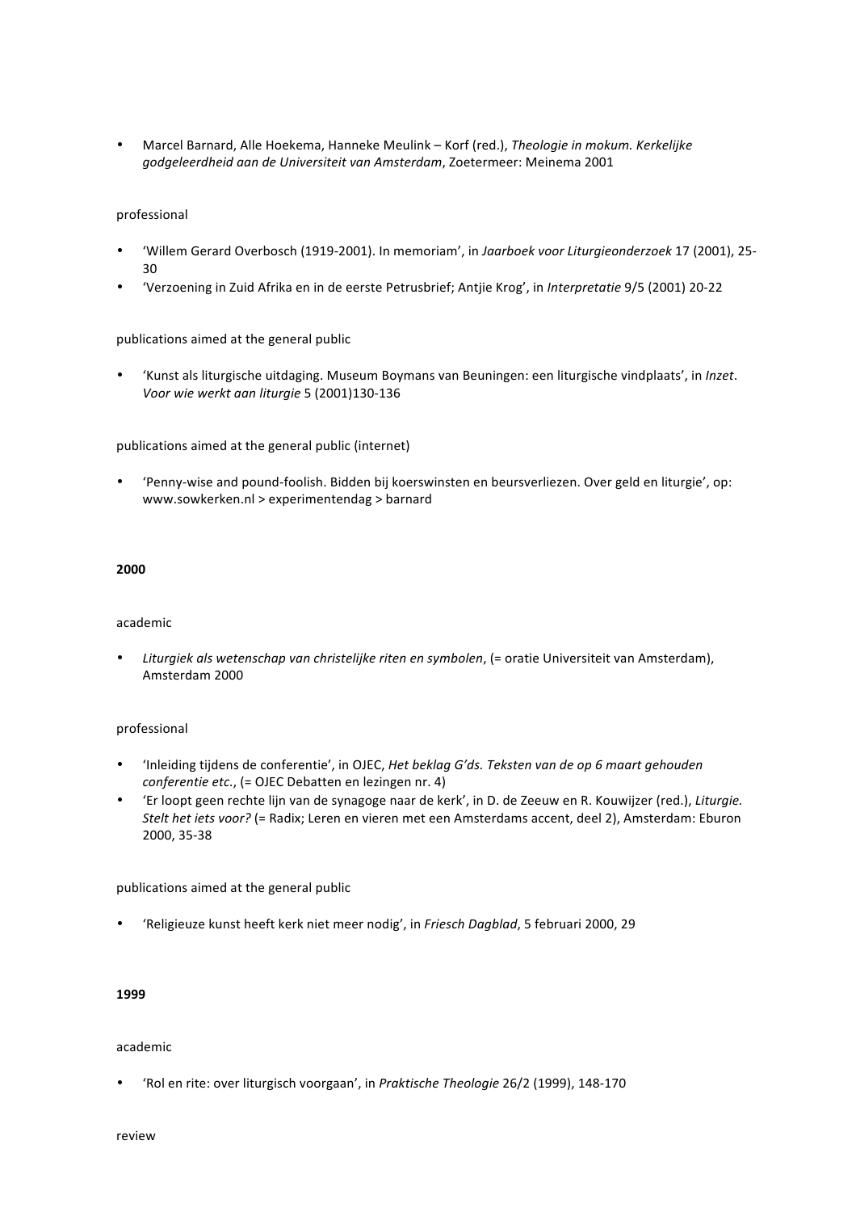- Marcel Barnard, Alle Hoekema, Hanneke Meulink – Korf (red.), *Theologie in mokum. Kerkelijke godgeleerdheid aan de Universiteit van Amsterdam*, Zoetermeer: Meinema 2001

professional

- 'Willem Gerard Overbosch (1919-2001). In memoriam', in *Jaarboek voor Liturgieonderzoek* 17 (2001), 25-30
- 'Verzoening in Zuid Afrika en in de eerste Petrusbrief; Antjie Krog', in *Interpretatie* 9/5 (2001) 20-22

publications aimed at the general public

- 'Kunst als liturgische uitdaging. Museum Boymans van Beuningen: een liturgische vindplaats', in *Inzet. Voor wie werkt aan liturgie* 5 (2001)130-136

publications aimed at the general public (internet)

- 'Penny-wise and pound-foolish. Bidden bij koerswinsten en beursverliezen. Over geld en liturgie', op: www.sowkerken.nl > experimentendag > barnard

**2000**

academic

- *Liturgiek als wetenschap van christelijke riten en symbolen*, (= oratie Universiteit van Amsterdam), Amsterdam 2000

professional

- 'Inleiding tijdens de conferentie', in OJEC, *Het beklag G'ds. Teksten van de op 6 maart gehouden conferentie etc.*, (= OJEC Debatten en lezingen nr. 4)
- 'Er loopt geen rechte lijn van de synagoge naar de kerk', in D. de Zeeuw en R. Kouwijzer (red.), *Liturgie. Stelt het iets voor?* (= Radix; Leren en vieren met een Amsterdams accent, deel 2), Amsterdam: Eburon 2000, 35-38

publications aimed at the general public

- 'Religieuze kunst heeft kerk niet meer nodig', in *Friesch Dagblad*, 5 februari 2000, 29

**1999**

academic

- 'Rol en rite: over liturgisch voorgaan', in *Praktische Theologie* 26/2 (1999), 148-170

review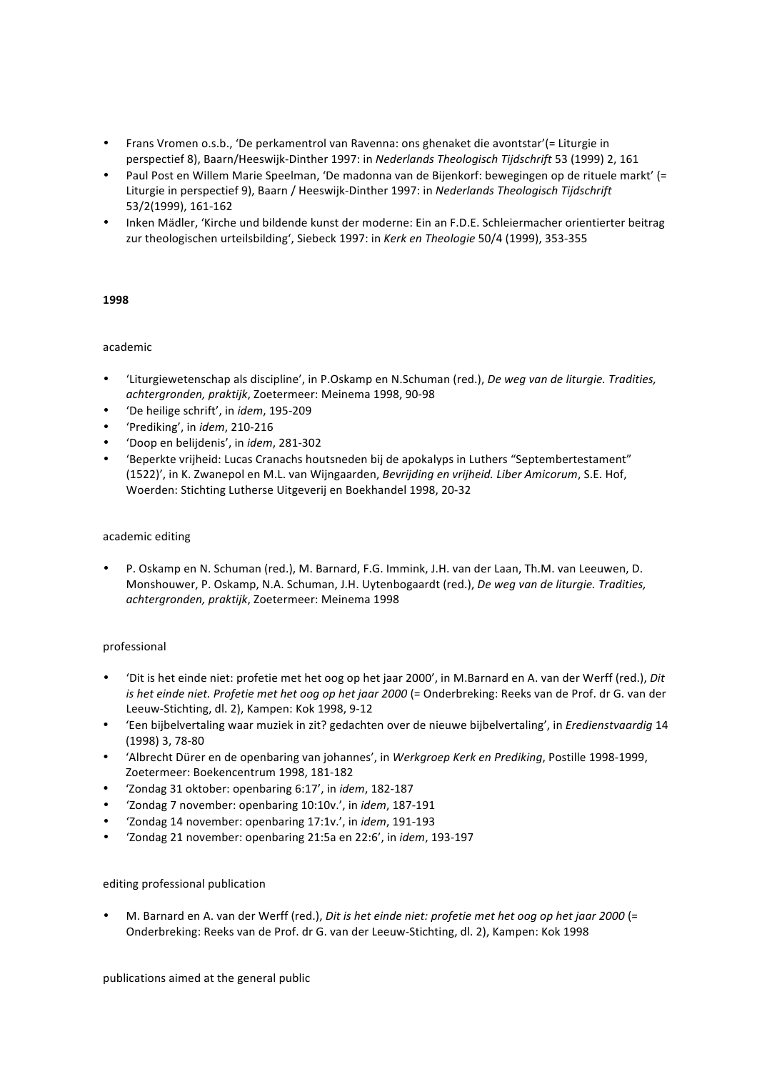- Frans Vromen o.s.b., 'De perkamentrol van Ravenna: ons ghenaket die avontstar'(= Liturgie in perspectief 8), Baarn/Heeswijk-Dinther 1997: in *Nederlands Theologisch Tijdschrift* 53 (1999) 2, 161
- Paul Post en Willem Marie Speelman, 'De madonna van de Bijenkorf: bewegingen op de rituele markt' (= Liturgie in perspectief 9), Baarn / Heeswijk-Dinther 1997: in *Nederlands Theologisch Tijdschrift* 53/2(1999), 161-162
- Inken Mädler, 'Kirche und bildende kunst der moderne: Ein an F.D.E. Schleiermacher orientierter beitrag zur theologischen urteilsbilding', Siebeck 1997: in *Kerk en Theologie* 50/4 (1999), 353-355

**1998**

academic

- 'Liturgiewetenschap als discipline', in P.Oskamp en N.Schuman (red.), *De weg van de liturgie. Tradities, achtergronden, praktijk*, Zoetermeer: Meinema 1998, 90-98
- 'De heilige schrift', in *idem*, 195-209
- 'Prediking', in *idem*, 210-216
- 'Doop en belijdenis', in *idem*, 281-302
- 'Beperkte vrijheid: Lucas Cranachs houtsneden bij de apokalyps in Luthers "Septembertestament" (1522)', in K. Zwanepol en M.L. van Wijngaarden, *Bevrijding en vrijheid. Liber Amicorum*, S.E. Hof, Woerden: Stichting Lutherse Uitgeverij en Boekhandel 1998, 20-32

academic editing

- P. Oskamp en N. Schuman (red.), M. Barnard, F.G. Immink, J.H. van der Laan, Th.M. van Leeuwen, D. Monshouwer, P. Oskamp, N.A. Schuman, J.H. Uytenbogaardt (red.), *De weg van de liturgie. Tradities, achtergronden, praktijk*, Zoetermeer: Meinema 1998

professional

- 'Dit is het einde niet: profetie met het oog op het jaar 2000', in M.Barnard en A. van der Werff (red.), *Dit is het einde niet. Profetie met het oog op het jaar 2000* (= Onderbreking: Reeks van de Prof. dr G. van der Leeuw-Stichting, dl. 2), Kampen: Kok 1998, 9-12
- 'Een bijbelvertaling waar muziek in zit? gedachten over de nieuwe bijbelvertaling', in *Eredienstvaardig* 14 (1998) 3, 78-80
- 'Albrecht Dürer en de openbaring van johannes', in *Werkgroep Kerk en Prediking*, Postille 1998-1999, Zoetermeer: Boekencentrum 1998, 181-182
- 'Zondag 31 oktober: openbaring 6:17', in *idem*, 182-187
- 'Zondag 7 november: openbaring 10:10v.', in *idem*, 187-191
- 'Zondag 14 november: openbaring 17:1v.', in *idem*, 191-193
- 'Zondag 21 november: openbaring 21:5a en 22:6', in *idem*, 193-197

editing professional publication

- M. Barnard en A. van der Werff (red.), *Dit is het einde niet: profetie met het oog op het jaar 2000* (= Onderbreking: Reeks van de Prof. dr G. van der Leeuw-Stichting, dl. 2), Kampen: Kok 1998

publications aimed at the general public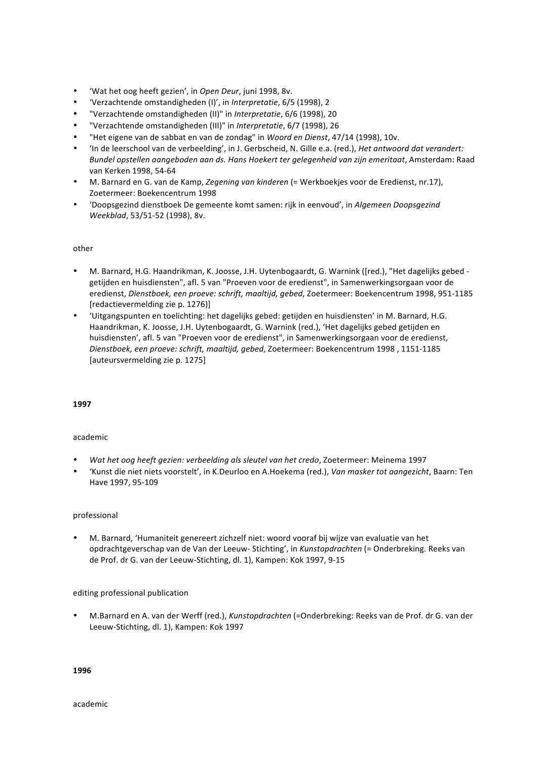- ‘Wat het oog heeft gezien’, in *Open Deur*, juni 1998, 8v.
- ‘Verzachtende omstandigheden (I)’, in *Interpretatie*, 6/5 (1998), 2
- "Verzachtende omstandigheden (II)" in *Interpretatie*, 6/6 (1998), 20
- "Verzachtende omstandigheden (III)" in *Interpretatie*, 6/7 (1998), 26
- "Het eigene van de sabbat en van de zondag" in *Woord en Dienst*, 47/14 (1998), 10v.
- ‘In de leerschool van de verbeelding’, in J. Gerbscheid, N. Gille e.a. (red.), *Het antwoord dat verandert: Bundel opstellen aangeboden aan ds. Hans Hoekert ter gelegenheid van zijn emeritaat*, Amsterdam: Raad van Kerken 1998, 54-64
- M. Barnard en G. van de Kamp, *Zegening van kinderen* (= Werkboekjes voor de Eredienst, nr.17), Zoetermeer: Boekencentrum 1998
- ‘Doopsgezind dienstboek De gemeente komt samen: rijk in eenvoud’, in *Algemeen Doopsgezind Weekblad*, 53/51-52 (1998), 8v.

other

- M. Barnard, H.G. Haandrikman, K. Joosse, J.H. Uytenbogaardt, G. Warnink ([red.), "Het dagelijks gebed - getijden en huisdiensten", afl. 5 van "Proeven voor de eredienst", in Samenwerkingsorgaan voor de eredienst, *Dienstboek, een proeve: schrift, maaltijd, gebed*, Zoetermeer: Boekencentrum 1998, 951-1185 [redactievermelding zie p. 1276)]
- ‘Uitgangspunten en toelichting: het dagelijks gebed: getijden en huisdiensten’ in M. Barnard, H.G. Haandrikman, K. Joosse, J.H. Uytenbogaardt, G. Warnink (red.), ‘Het dagelijks gebed getijden en huisdiensten’, afl. 5 van "Proeven voor de eredienst", in Samenwerkingsorgaan voor de eredienst, *Dienstboek, een proeve: schrift, maaltijd, gebed*, Zoetermeer: Boekencentrum 1998 , 1151-1185 [auteursvermelding zie p. 1275]

**1997**

academic

- *Wat het oog heeft gezien: verbeelding als sleutel van het credo*, Zoetermeer: Meinema 1997
- ‘Kunst die niet niets voorstelt’, in K.Deurloo en A.Hoekema (red.), *Van masker tot aangezicht*, Baarn: Ten Have 1997, 95-109

professional

- M. Barnard, ‘Humaniteit genereert zichzelf niet: woord vooraf bij wijze van evaluatie van het opdrachtgeverschap van de Van der Leeuw- Stichting’, in *Kunstopdrachten* (= Onderbreking. Reeks van de Prof. dr G. van der Leeuw-Stichting, dl. 1), Kampen: Kok 1997, 9-15

editing professional publication

- M.Barnard en A. van der Werff (red.), *Kunstopdrachten* (=Onderbreking: Reeks van de Prof. dr G. van der Leeuw-Stichting, dl. 1), Kampen: Kok 1997

**1996**

academic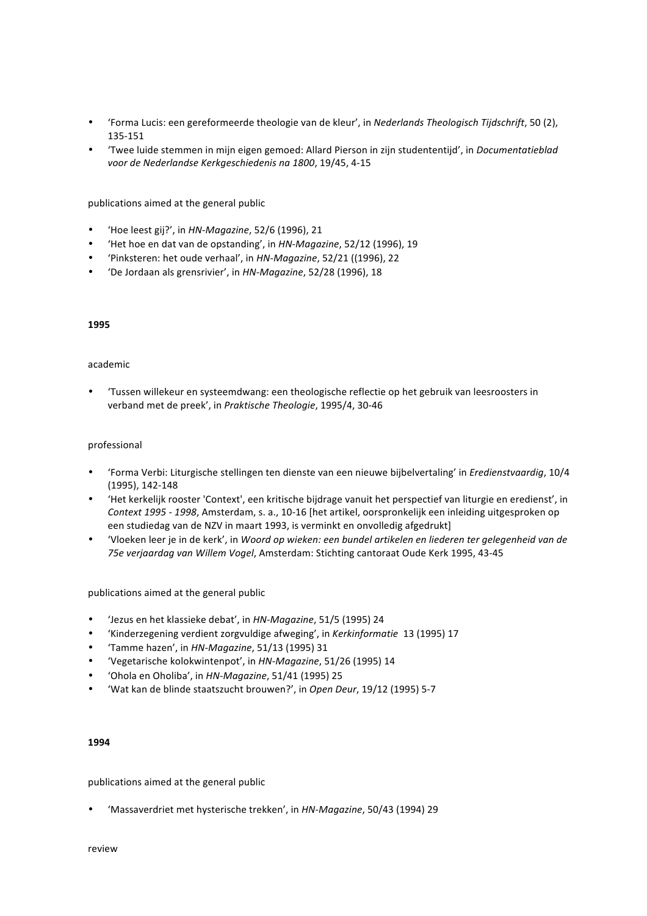- 'Forma Lucis: een gereformeerde theologie van de kleur', in *Nederlands Theologisch Tijdschrift*, 50 (2), 135-151
- 'Twee luide stemmen in mijn eigen gemoed: Allard Pierson in zijn studententijd', in *Documentatieblad voor de Nederlandse Kerkgeschiedenis na 1800*, 19/45, 4-15

publications aimed at the general public

- 'Hoe leest gij?', in *HN-Magazine*, 52/6 (1996), 21
- 'Het hoe en dat van de opstanding', in *HN-Magazine*, 52/12 (1996), 19
- 'Pinksteren: het oude verhaal', in *HN-Magazine*, 52/21 ((1996), 22
- 'De Jordaan als grensrivier', in *HN-Magazine*, 52/28 (1996), 18

**1995**

academic

- 'Tussen willekeur en systeemdwang: een theologische reflectie op het gebruik van leesroosters in verband met de preek', in *Praktische Theologie*, 1995/4, 30-46

professional

- 'Forma Verbi: Liturgische stellingen ten dienste van een nieuwe bijbelvertaling' in *Eredienstvaardig*, 10/4 (1995), 142-148
- 'Het kerkelijk rooster 'Context', een kritische bijdrage vanuit het perspectief van liturgie en eredienst', in *Context 1995 - 1998*, Amsterdam, s. a., 10-16 [het artikel, oorspronkelijk een inleiding uitgesproken op een studiedag van de NZV in maart 1993, is verminkt en onvolledig afgedrukt]
- 'Vloeken leer je in de kerk', in *Woord op wieken: een bundel artikelen en liederen ter gelegenheid van de 75e verjaardag van Willem Vogel*, Amsterdam: Stichting cantoraat Oude Kerk 1995, 43-45

publications aimed at the general public

- 'Jezus en het klassieke debat', in *HN-Magazine*, 51/5 (1995) 24
- 'Kinderzegening verdient zorgvuldige afweging', in *Kerkinformatie* 13 (1995) 17
- 'Tamme hazen', in *HN-Magazine*, 51/13 (1995) 31
- 'Vegetarische kolokwintenpot', in *HN-Magazine*, 51/26 (1995) 14
- 'Ohola en Oholiba', in *HN-Magazine*, 51/41 (1995) 25
- 'Wat kan de blinde staatszucht brouwen?', in *Open Deur*, 19/12 (1995) 5-7

**1994**

publications aimed at the general public

- 'Massaverdriet met hysterische trekken', in *HN-Magazine*, 50/43 (1994) 29

review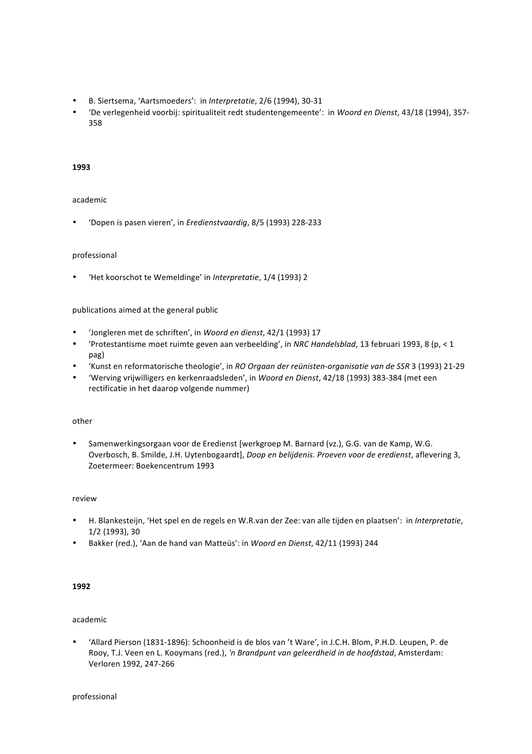- B. Siertsema, 'Aartsmoeders': in *Interpretatie*, 2/6 (1994), 30-31
- 'De verlegenheid voorbij: spiritualiteit redt studentengemeente': in *Woord en Dienst*, 43/18 (1994), 357-358

**1993**

academic

- 'Dopen is pasen vieren', in *Eredienstvaardig*, 8/5 (1993) 228-233

professional

- 'Het koorschot te Wemeldinge' in *Interpretatie*, 1/4 (1993) 2

publications aimed at the general public

- 'Jongleren met de schriften', in *Woord en dienst*, 42/1 (1993) 17
- 'Protestantisme moet ruimte geven aan verbeelding', in *NRC Handelsblad*, 13 februari 1993, 8 (p, < 1 pag)
- 'Kunst en reformatorische theologie', in *RO Orgaan der reünisten-organisatie van de SSR* 3 (1993) 21-29
- 'Werving vrijwilligers en kerkenraadsleden', in *Woord en Dienst*, 42/18 (1993) 383-384 (met een rectificatie in het daarop volgende nummer)

other

- Samenwerkingsorgaan voor de Eredienst [werkgroep M. Barnard (vz.), G.G. van de Kamp, W.G. Overbosch, B. Smilde, J.H. Uytenbogaardt], *Doop en belijdenis. Proeven voor de eredienst*, aflevering 3, Zoetermeer: Boekencentrum 1993

review

- H. Blankesteijn, 'Het spel en de regels en W.R.van der Zee: van alle tijden en plaatsen': in *Interpretatie*, 1/2 (1993), 30
- Bakker (red.), 'Aan de hand van Matteüs': in *Woord en Dienst*, 42/11 (1993) 244

**1992**

academic

- 'Allard Pierson (1831-1896): Schoonheid is de blos van 't Ware', in J.C.H. Blom, P.H.D. Leupen, P. de Rooy, T.J. Veen en L. Kooymans (red.), *'n Brandpunt van geleerdheid in de hoofdstad*, Amsterdam: Verloren 1992, 247-266

professional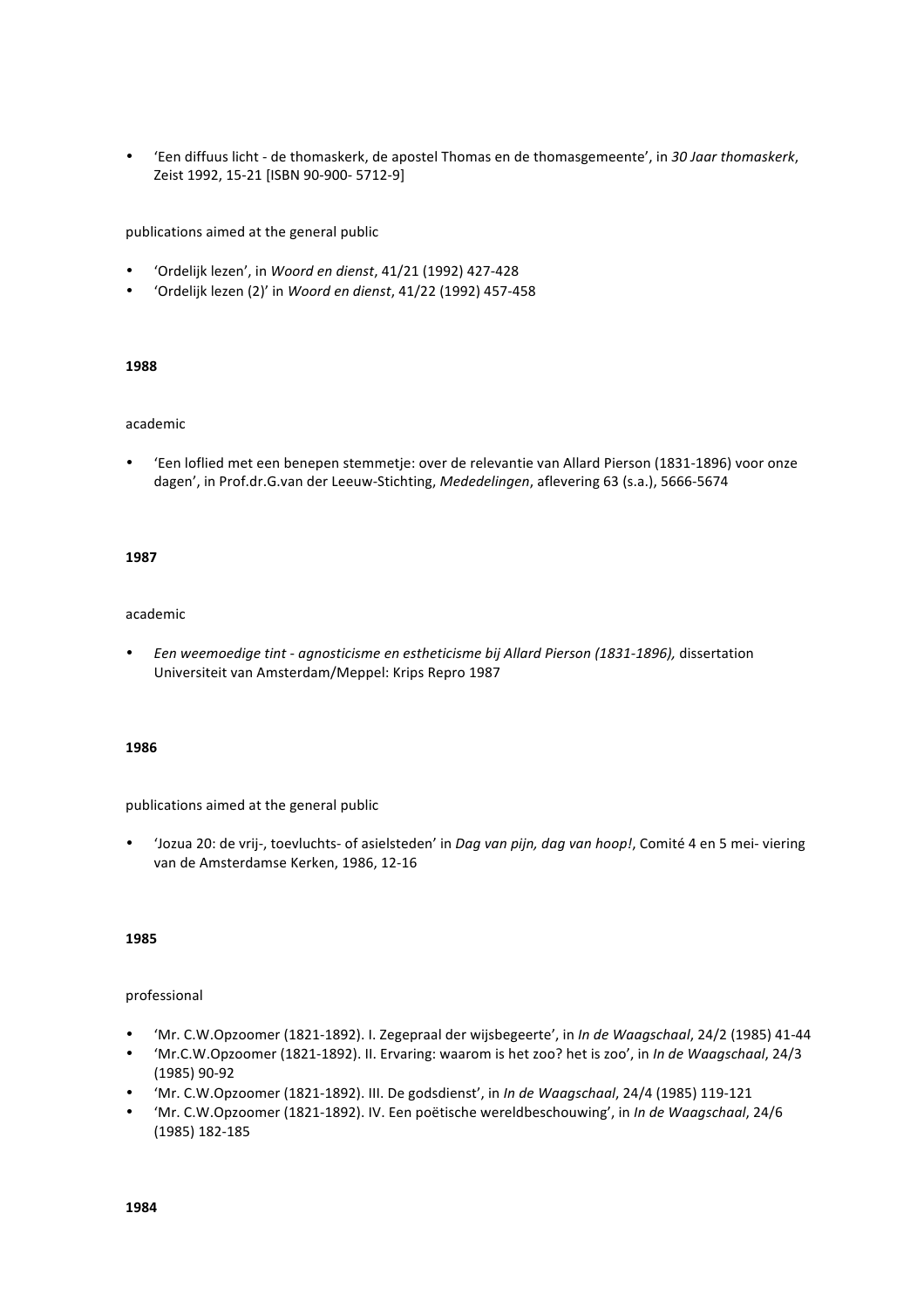- 'Een diffuus licht - de thomaskerk, de apostel Thomas en de thomasgemeente', in *30 Jaar thomaskerk*, Zeist 1992, 15-21 [ISBN 90-900- 5712-9]

publications aimed at the general public

- 'Ordelijk lezen', in *Woord en dienst*, 41/21 (1992) 427-428
- 'Ordelijk lezen (2)' in *Woord en dienst*, 41/22 (1992) 457-458

**1988**

academic

- 'Een loflied met een benepen stemmetje: over de relevantie van Allard Pierson (1831-1896) voor onze dagen', in Prof.dr.G.van der Leeuw-Stichting, *Mededelingen*, aflevering 63 (s.a.), 5666-5674

**1987**

academic

- *Een weemoedige tint - agnosticisme en estheticisme bij Allard Pierson (1831-1896),* dissertation Universiteit van Amsterdam/Meppel: Krips Repro 1987

**1986**

publications aimed at the general public

- 'Jozua 20: de vrij-, toevluchts- of asielsteden' in *Dag van pijn, dag van hoop!*, Comité 4 en 5 mei- viering van de Amsterdamse Kerken, 1986, 12-16

**1985**

professional

- 'Mr. C.W.Opzoomer (1821-1892). I. Zegepraal der wijsbegeerte', in *In de Waagschaal*, 24/2 (1985) 41-44
- 'Mr.C.W.Opzoomer (1821-1892). II. Ervaring: waarom is het zoo? het is zoo', in *In de Waagschaal*, 24/3 (1985) 90-92
- 'Mr. C.W.Opzoomer (1821-1892). III. De godsdienst', in *In de Waagschaal*, 24/4 (1985) 119-121
- 'Mr. C.W.Opzoomer (1821-1892). IV. Een poëtische wereldbeschouwing', in *In de Waagschaal*, 24/6 (1985) 182-185

**1984**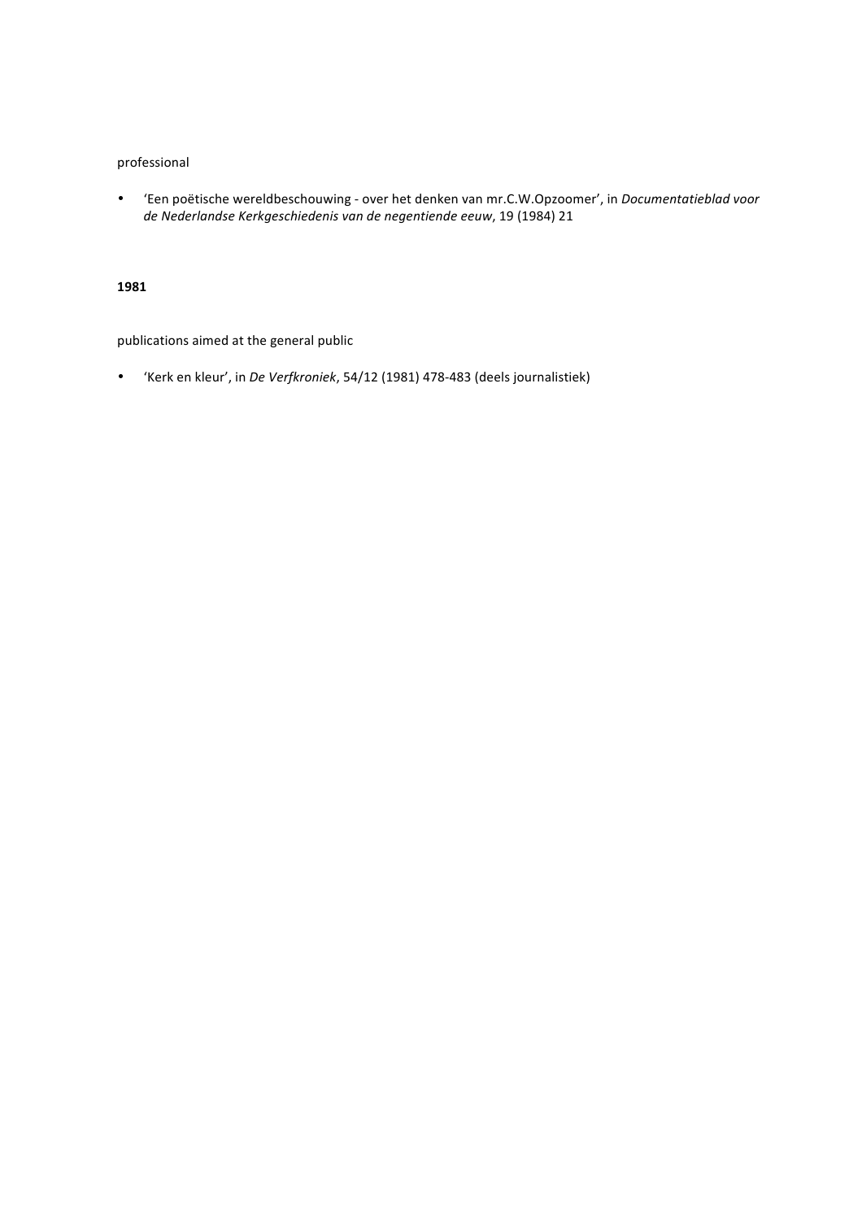professional

- 'Een poëtische wereldbeschouwing - over het denken van mr.C.W.Opzoomer', in *Documentatieblad voor de Nederlandse Kerkgeschiedenis van de negentiende eeuw*, 19 (1984) 21

**1981**

publications aimed at the general public

- 'Kerk en kleur', in *De Verfkroniek*, 54/12 (1981) 478-483 (deels journalistiek)